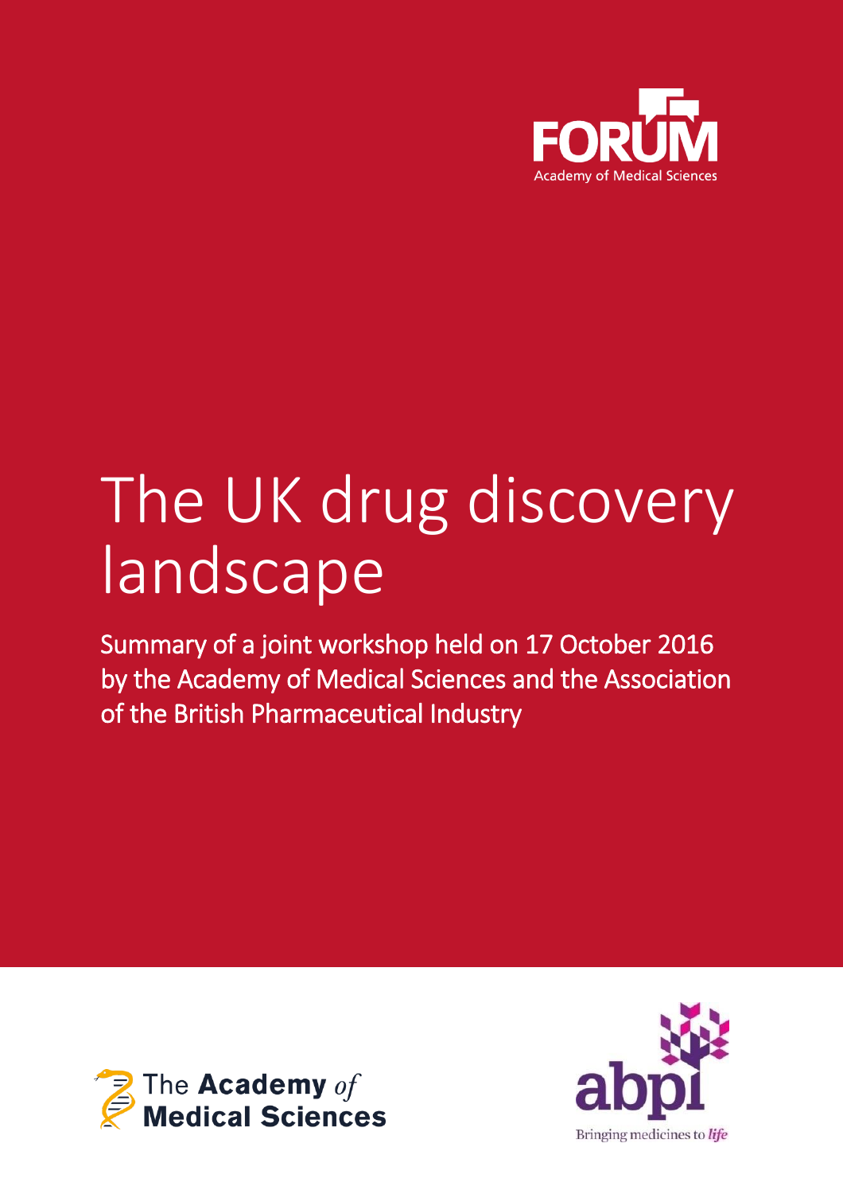FORUM

Academy of Medical Sciences

# The UK drug discovery landscape

Summary of a joint workshop held on 17 October 2016 by the Academy of Medical Sciences and the Association of the British Pharmaceutical Industry

The Academy of Medical Sciences

abpi

Bringing medicines to *life*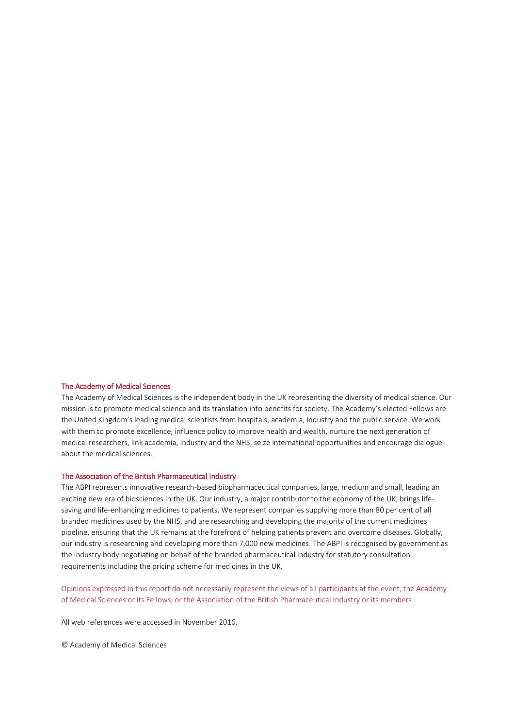### The Academy of Medical Sciences

The Academy of Medical Sciences is the independent body in the UK representing the diversity of medical science. Our mission is to promote medical science and its translation into benefits for society. The Academy's elected Fellows are the United Kingdom's leading medical scientists from hospitals, academia, industry and the public service. We work with them to promote excellence, influence policy to improve health and wealth, nurture the next generation of medical researchers, link academia, industry and the NHS, seize international opportunities and encourage dialogue about the medical sciences.

### The Association of the British Pharmaceutical Industry

The ABPI represents innovative research-based biopharmaceutical companies, large, medium and small, leading an exciting new era of biosciences in the UK. Our industry, a major contributor to the economy of the UK, brings life-saving and life-enhancing medicines to patients. We represent companies supplying more than 80 per cent of all branded medicines used by the NHS, and are researching and developing the majority of the current medicines pipeline, ensuring that the UK remains at the forefront of helping patients prevent and overcome diseases. Globally, our industry is researching and developing more than 7,000 new medicines. The ABPI is recognised by government as the industry body negotiating on behalf of the branded pharmaceutical industry for statutory consultation requirements including the pricing scheme for medicines in the UK.

Opinions expressed in this report do not necessarily represent the views of all participants at the event, the Academy of Medical Sciences or its Fellows, or the Association of the British Pharmaceutical Industry or its members.

All web references were accessed in November 2016.

© Academy of Medical Sciences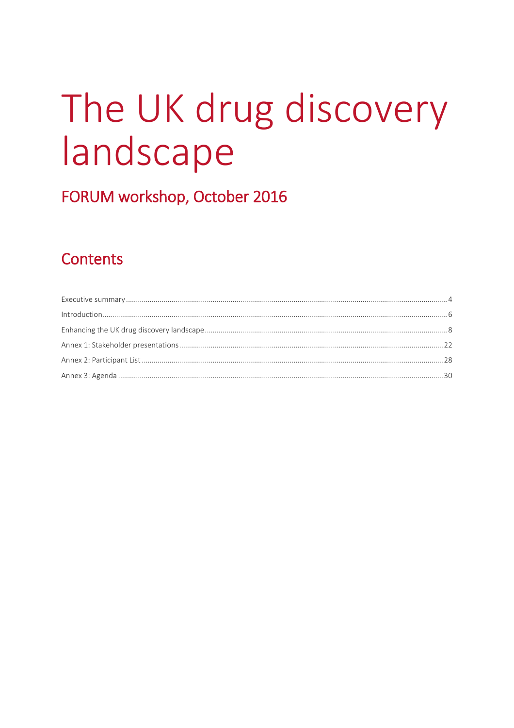# The UK drug discovery landscape

## FORUM workshop, October 2016

## Contents

Executive summary ... 4
Introduction ... 6
Enhancing the UK drug discovery landscape ... 8
Annex 1: Stakeholder presentations ... 22
Annex 2: Participant List ... 28
Annex 3: Agenda ... 30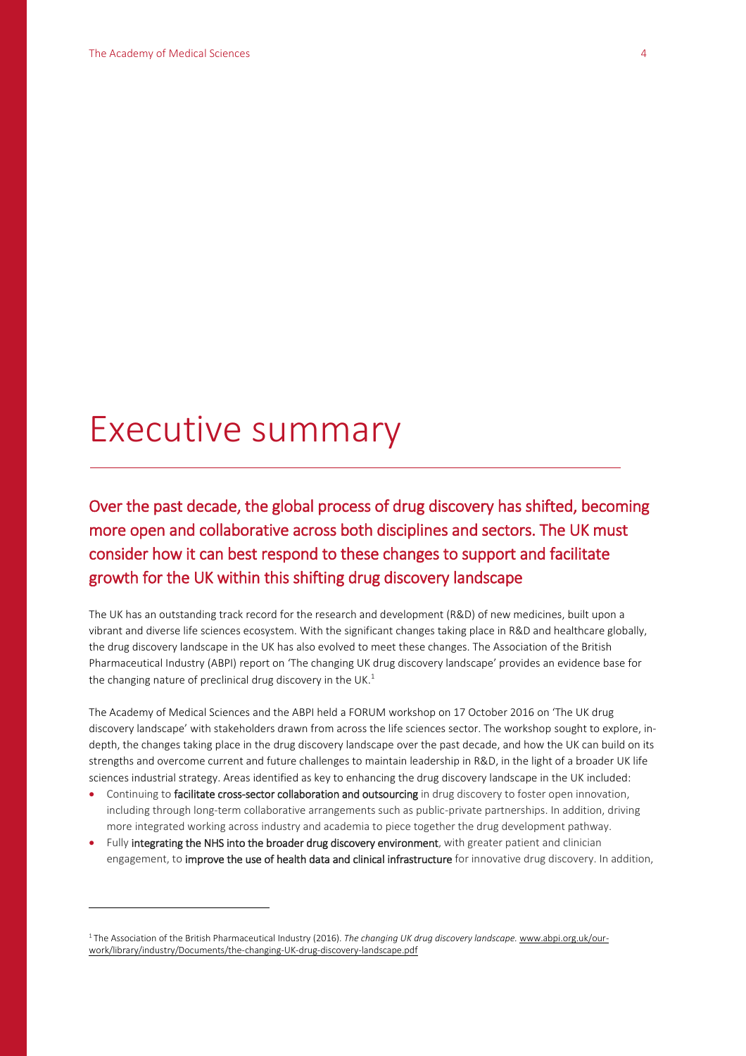# Executive summary

## Over the past decade, the global process of drug discovery has shifted, becoming more open and collaborative across both disciplines and sectors. The UK must consider how it can best respond to these changes to support and facilitate growth for the UK within this shifting drug discovery landscape

The UK has an outstanding track record for the research and development (R&D) of new medicines, built upon a vibrant and diverse life sciences ecosystem. With the significant changes taking place in R&D and healthcare globally, the drug discovery landscape in the UK has also evolved to meet these changes. The Association of the British Pharmaceutical Industry (ABPI) report on 'The changing UK drug discovery landscape' provides an evidence base for the changing nature of preclinical drug discovery in the UK.[1]

The Academy of Medical Sciences and the ABPI held a FORUM workshop on 17 October 2016 on 'The UK drug discovery landscape' with stakeholders drawn from across the life sciences sector. The workshop sought to explore, in-depth, the changes taking place in the drug discovery landscape over the past decade, and how the UK can build on its strengths and overcome current and future challenges to maintain leadership in R&D, in the light of a broader UK life sciences industrial strategy. Areas identified as key to enhancing the drug discovery landscape in the UK included:

- Continuing to **facilitate cross-sector collaboration and outsourcing** in drug discovery to foster open innovation, including through long-term collaborative arrangements such as public-private partnerships. In addition, driving more integrated working across industry and academia to piece together the drug development pathway.
- Fully **integrating the NHS into the broader drug discovery environment**, with greater patient and clinician engagement, to **improve the use of health data and clinical infrastructure** for innovative drug discovery. In addition,

[1] The Association of the British Pharmaceutical Industry (2016). *The changing UK drug discovery landscape.* www.abpi.org.uk/our-work/library/industry/Documents/the-changing-UK-drug-discovery-landscape.pdf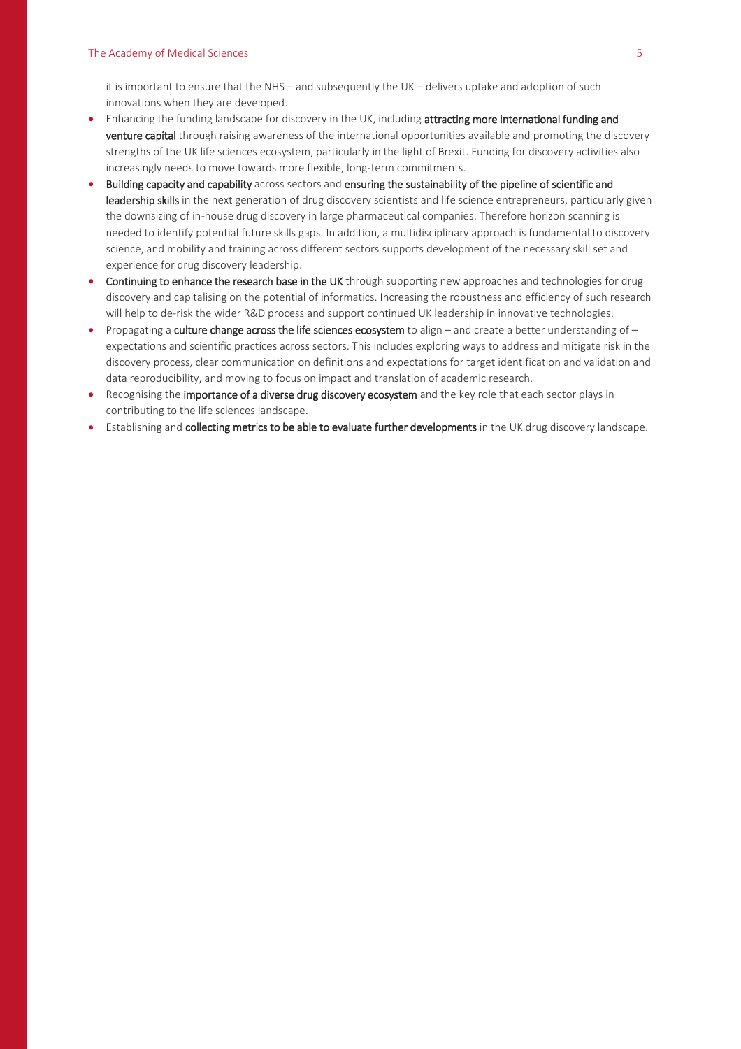it is important to ensure that the NHS – and subsequently the UK – delivers uptake and adoption of such innovations when they are developed.

- Enhancing the funding landscape for discovery in the UK, including **attracting more international funding and venture capital** through raising awareness of the international opportunities available and promoting the discovery strengths of the UK life sciences ecosystem, particularly in the light of Brexit. Funding for discovery activities also increasingly needs to move towards more flexible, long-term commitments.
- **Building capacity and capability** across sectors and **ensuring the sustainability of the pipeline of scientific and leadership skills** in the next generation of drug discovery scientists and life science entrepreneurs, particularly given the downsizing of in-house drug discovery in large pharmaceutical companies. Therefore horizon scanning is needed to identify potential future skills gaps. In addition, a multidisciplinary approach is fundamental to discovery science, and mobility and training across different sectors supports development of the necessary skill set and experience for drug discovery leadership.
- **Continuing to enhance the research base in the UK** through supporting new approaches and technologies for drug discovery and capitalising on the potential of informatics. Increasing the robustness and efficiency of such research will help to de-risk the wider R&D process and support continued UK leadership in innovative technologies.
- Propagating a **culture change across the life sciences ecosystem** to align – and create a better understanding of – expectations and scientific practices across sectors. This includes exploring ways to address and mitigate risk in the discovery process, clear communication on definitions and expectations for target identification and validation and data reproducibility, and moving to focus on impact and translation of academic research.
- Recognising the **importance of a diverse drug discovery ecosystem** and the key role that each sector plays in contributing to the life sciences landscape.
- Establishing and **collecting metrics to be able to evaluate further developments** in the UK drug discovery landscape.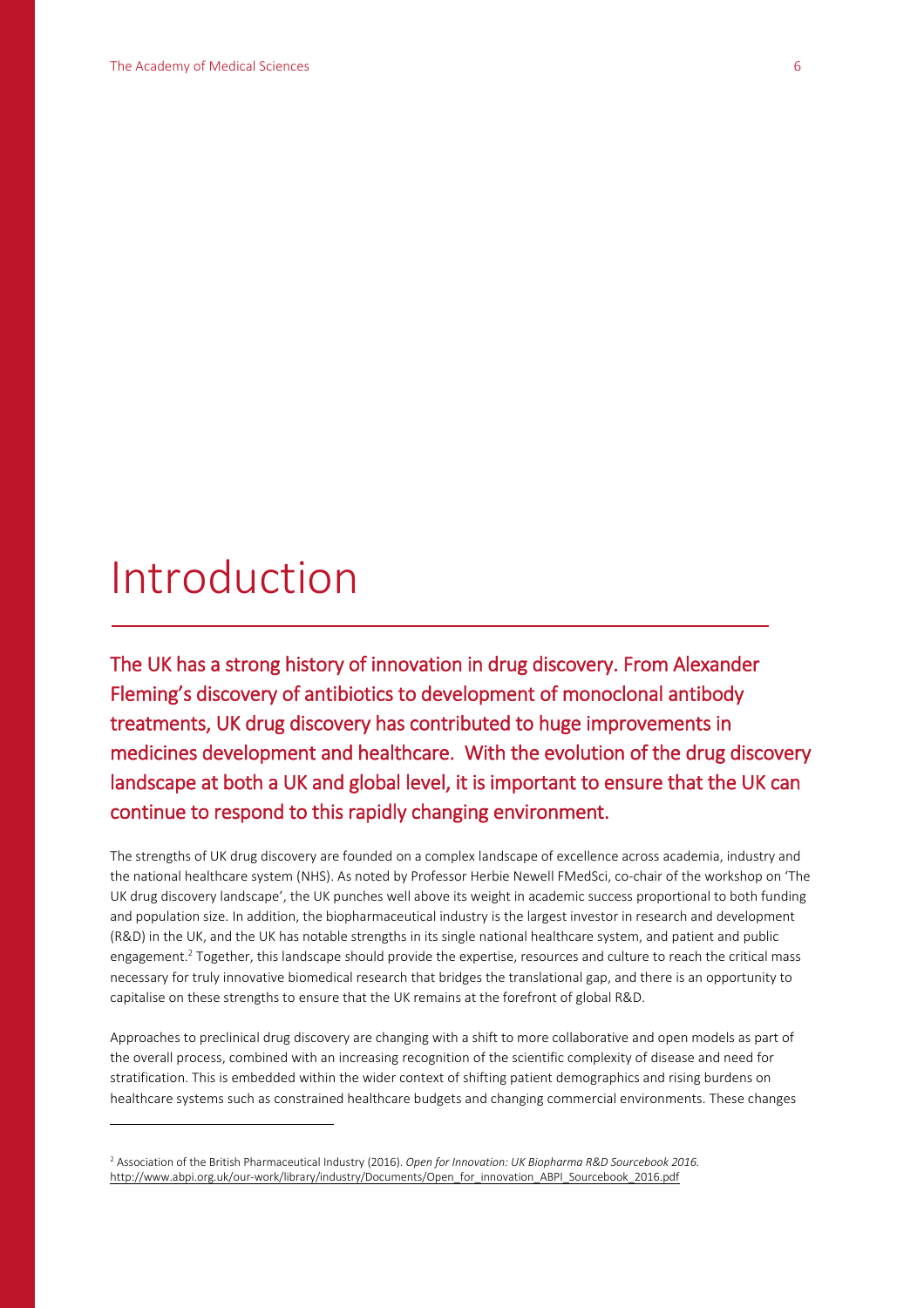# Introduction

**The UK has a strong history of innovation in drug discovery. From Alexander Fleming's discovery of antibiotics to development of monoclonal antibody treatments, UK drug discovery has contributed to huge improvements in medicines development and healthcare. With the evolution of the drug discovery landscape at both a UK and global level, it is important to ensure that the UK can continue to respond to this rapidly changing environment.**

The strengths of UK drug discovery are founded on a complex landscape of excellence across academia, industry and the national healthcare system (NHS). As noted by Professor Herbie Newell FMedSci, co-chair of the workshop on 'The UK drug discovery landscape', the UK punches well above its weight in academic success proportional to both funding and population size. In addition, the biopharmaceutical industry is the largest investor in research and development (R&D) in the UK, and the UK has notable strengths in its single national healthcare system, and patient and public engagement.[2] Together, this landscape should provide the expertise, resources and culture to reach the critical mass necessary for truly innovative biomedical research that bridges the translational gap, and there is an opportunity to capitalise on these strengths to ensure that the UK remains at the forefront of global R&D.

Approaches to preclinical drug discovery are changing with a shift to more collaborative and open models as part of the overall process, combined with an increasing recognition of the scientific complexity of disease and need for stratification. This is embedded within the wider context of shifting patient demographics and rising burdens on healthcare systems such as constrained healthcare budgets and changing commercial environments. These changes

[2] Association of the British Pharmaceutical Industry (2016). *Open for Innovation: UK Biopharma R&D Sourcebook 2016.* http://www.abpi.org.uk/our-work/library/industry/Documents/Open_for_innovation_ABPI_Sourcebook_2016.pdf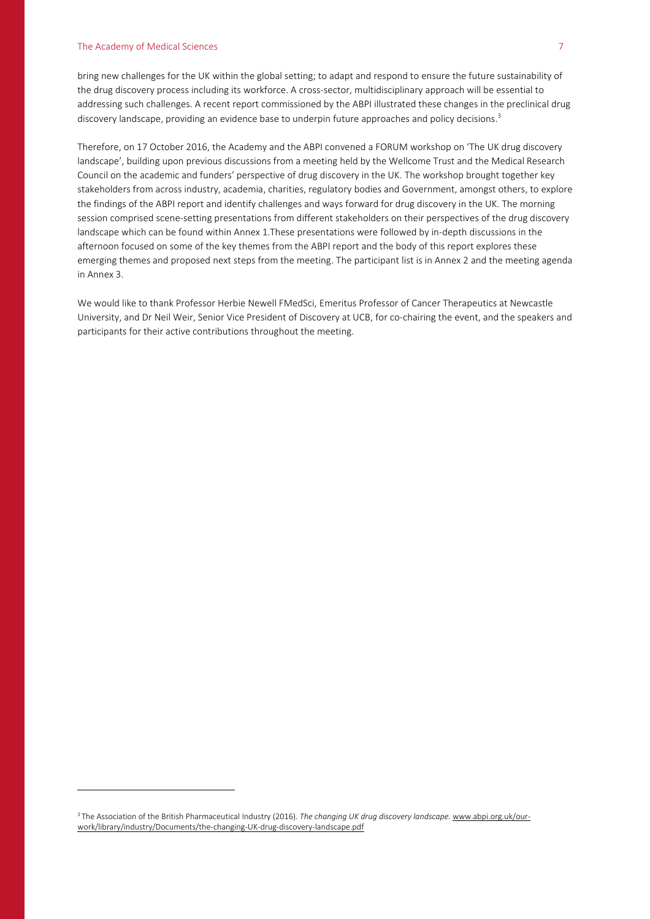bring new challenges for the UK within the global setting; to adapt and respond to ensure the future sustainability of the drug discovery process including its workforce. A cross-sector, multidisciplinary approach will be essential to addressing such challenges. A recent report commissioned by the ABPI illustrated these changes in the preclinical drug discovery landscape, providing an evidence base to underpin future approaches and policy decisions.[3]

Therefore, on 17 October 2016, the Academy and the ABPI convened a FORUM workshop on 'The UK drug discovery landscape', building upon previous discussions from a meeting held by the Wellcome Trust and the Medical Research Council on the academic and funders' perspective of drug discovery in the UK. The workshop brought together key stakeholders from across industry, academia, charities, regulatory bodies and Government, amongst others, to explore the findings of the ABPI report and identify challenges and ways forward for drug discovery in the UK. The morning session comprised scene-setting presentations from different stakeholders on their perspectives of the drug discovery landscape which can be found within Annex 1.These presentations were followed by in-depth discussions in the afternoon focused on some of the key themes from the ABPI report and the body of this report explores these emerging themes and proposed next steps from the meeting. The participant list is in Annex 2 and the meeting agenda in Annex 3.

We would like to thank Professor Herbie Newell FMedSci, Emeritus Professor of Cancer Therapeutics at Newcastle University, and Dr Neil Weir, Senior Vice President of Discovery at UCB, for co-chairing the event, and the speakers and participants for their active contributions throughout the meeting.

---

[3] The Association of the British Pharmaceutical Industry (2016). *The changing UK drug discovery landscape.* www.abpi.org.uk/our-work/library/industry/Documents/the-changing-UK-drug-discovery-landscape.pdf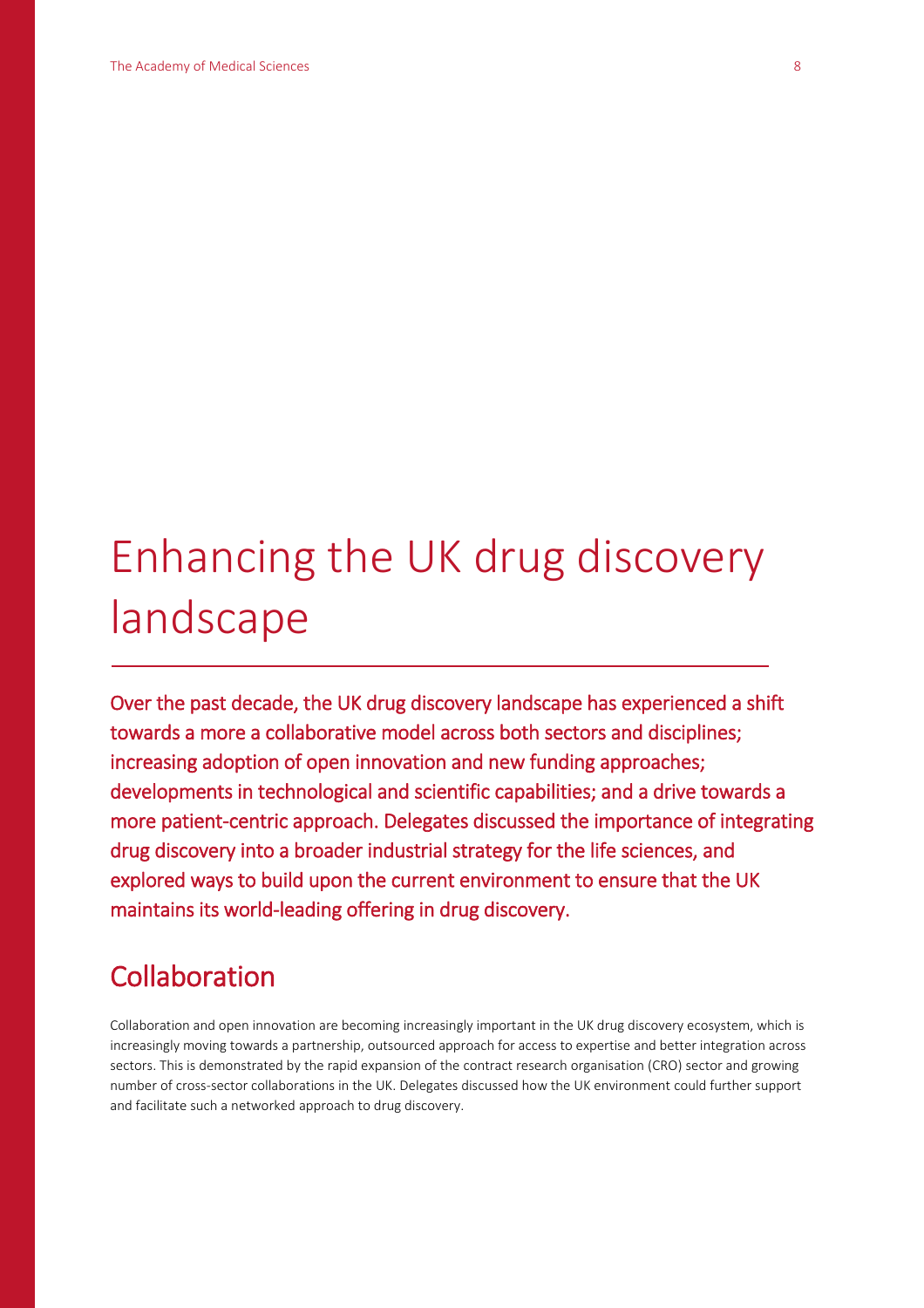# Enhancing the UK drug discovery landscape

Over the past decade, the UK drug discovery landscape has experienced a shift towards a more a collaborative model across both sectors and disciplines; increasing adoption of open innovation and new funding approaches; developments in technological and scientific capabilities; and a drive towards a more patient-centric approach. Delegates discussed the importance of integrating drug discovery into a broader industrial strategy for the life sciences, and explored ways to build upon the current environment to ensure that the UK maintains its world-leading offering in drug discovery.

## Collaboration

Collaboration and open innovation are becoming increasingly important in the UK drug discovery ecosystem, which is increasingly moving towards a partnership, outsourced approach for access to expertise and better integration across sectors. This is demonstrated by the rapid expansion of the contract research organisation (CRO) sector and growing number of cross-sector collaborations in the UK. Delegates discussed how the UK environment could further support and facilitate such a networked approach to drug discovery.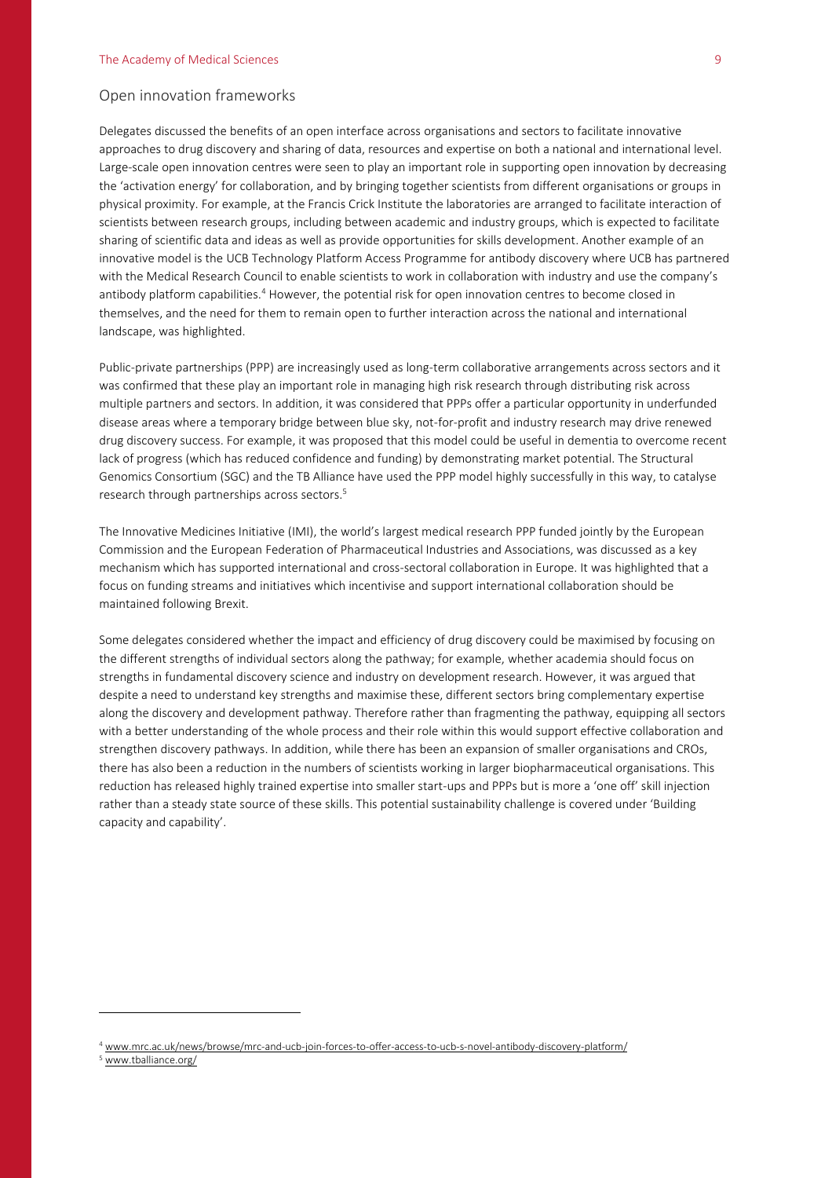## Open innovation frameworks

Delegates discussed the benefits of an open interface across organisations and sectors to facilitate innovative approaches to drug discovery and sharing of data, resources and expertise on both a national and international level. Large-scale open innovation centres were seen to play an important role in supporting open innovation by decreasing the 'activation energy' for collaboration, and by bringing together scientists from different organisations or groups in physical proximity. For example, at the Francis Crick Institute the laboratories are arranged to facilitate interaction of scientists between research groups, including between academic and industry groups, which is expected to facilitate sharing of scientific data and ideas as well as provide opportunities for skills development. Another example of an innovative model is the UCB Technology Platform Access Programme for antibody discovery where UCB has partnered with the Medical Research Council to enable scientists to work in collaboration with industry and use the company's antibody platform capabilities.[4] However, the potential risk for open innovation centres to become closed in themselves, and the need for them to remain open to further interaction across the national and international landscape, was highlighted.

Public-private partnerships (PPP) are increasingly used as long-term collaborative arrangements across sectors and it was confirmed that these play an important role in managing high risk research through distributing risk across multiple partners and sectors. In addition, it was considered that PPPs offer a particular opportunity in underfunded disease areas where a temporary bridge between blue sky, not-for-profit and industry research may drive renewed drug discovery success. For example, it was proposed that this model could be useful in dementia to overcome recent lack of progress (which has reduced confidence and funding) by demonstrating market potential. The Structural Genomics Consortium (SGC) and the TB Alliance have used the PPP model highly successfully in this way, to catalyse research through partnerships across sectors.[5]

The Innovative Medicines Initiative (IMI), the world's largest medical research PPP funded jointly by the European Commission and the European Federation of Pharmaceutical Industries and Associations, was discussed as a key mechanism which has supported international and cross-sectoral collaboration in Europe. It was highlighted that a focus on funding streams and initiatives which incentivise and support international collaboration should be maintained following Brexit.

Some delegates considered whether the impact and efficiency of drug discovery could be maximised by focusing on the different strengths of individual sectors along the pathway; for example, whether academia should focus on strengths in fundamental discovery science and industry on development research. However, it was argued that despite a need to understand key strengths and maximise these, different sectors bring complementary expertise along the discovery and development pathway. Therefore rather than fragmenting the pathway, equipping all sectors with a better understanding of the whole process and their role within this would support effective collaboration and strengthen discovery pathways. In addition, while there has been an expansion of smaller organisations and CROs, there has also been a reduction in the numbers of scientists working in larger biopharmaceutical organisations. This reduction has released highly trained expertise into smaller start-ups and PPPs but is more a 'one off' skill injection rather than a steady state source of these skills. This potential sustainability challenge is covered under 'Building capacity and capability'.

---

[4] www.mrc.ac.uk/news/browse/mrc-and-ucb-join-forces-to-offer-access-to-ucb-s-novel-antibody-discovery-platform/

[5] www.tballiance.org/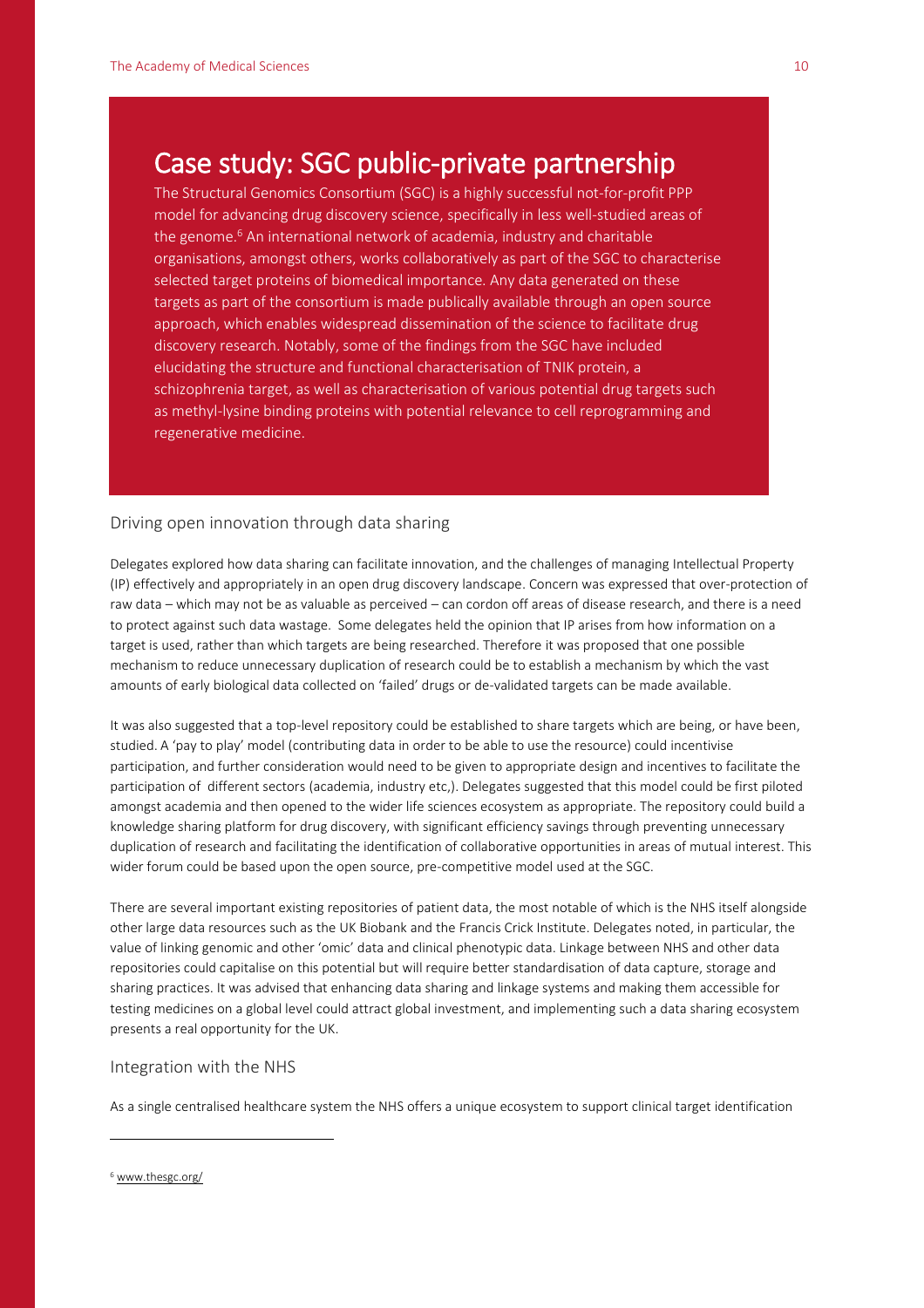## Case study: SGC public-private partnership

The Structural Genomics Consortium (SGC) is a highly successful not-for-profit PPP model for advancing drug discovery science, specifically in less well-studied areas of the genome.[6] An international network of academia, industry and charitable organisations, amongst others, works collaboratively as part of the SGC to characterise selected target proteins of biomedical importance. Any data generated on these targets as part of the consortium is made publically available through an open source approach, which enables widespread dissemination of the science to facilitate drug discovery research. Notably, some of the findings from the SGC have included elucidating the structure and functional characterisation of TNIK protein, a schizophrenia target, as well as characterisation of various potential drug targets such as methyl-lysine binding proteins with potential relevance to cell reprogramming and regenerative medicine.

### Driving open innovation through data sharing

Delegates explored how data sharing can facilitate innovation, and the challenges of managing Intellectual Property (IP) effectively and appropriately in an open drug discovery landscape. Concern was expressed that over-protection of raw data – which may not be as valuable as perceived – can cordon off areas of disease research, and there is a need to protect against such data wastage. Some delegates held the opinion that IP arises from how information on a target is used, rather than which targets are being researched. Therefore it was proposed that one possible mechanism to reduce unnecessary duplication of research could be to establish a mechanism by which the vast amounts of early biological data collected on 'failed' drugs or de-validated targets can be made available.

It was also suggested that a top-level repository could be established to share targets which are being, or have been, studied. A 'pay to play' model (contributing data in order to be able to use the resource) could incentivise participation, and further consideration would need to be given to appropriate design and incentives to facilitate the participation of different sectors (academia, industry etc,). Delegates suggested that this model could be first piloted amongst academia and then opened to the wider life sciences ecosystem as appropriate. The repository could build a knowledge sharing platform for drug discovery, with significant efficiency savings through preventing unnecessary duplication of research and facilitating the identification of collaborative opportunities in areas of mutual interest. This wider forum could be based upon the open source, pre-competitive model used at the SGC.

There are several important existing repositories of patient data, the most notable of which is the NHS itself alongside other large data resources such as the UK Biobank and the Francis Crick Institute. Delegates noted, in particular, the value of linking genomic and other 'omic' data and clinical phenotypic data. Linkage between NHS and other data repositories could capitalise on this potential but will require better standardisation of data capture, storage and sharing practices. It was advised that enhancing data sharing and linkage systems and making them accessible for testing medicines on a global level could attract global investment, and implementing such a data sharing ecosystem presents a real opportunity for the UK.

### Integration with the NHS

As a single centralised healthcare system the NHS offers a unique ecosystem to support clinical target identification

---

[6] www.thesgc.org/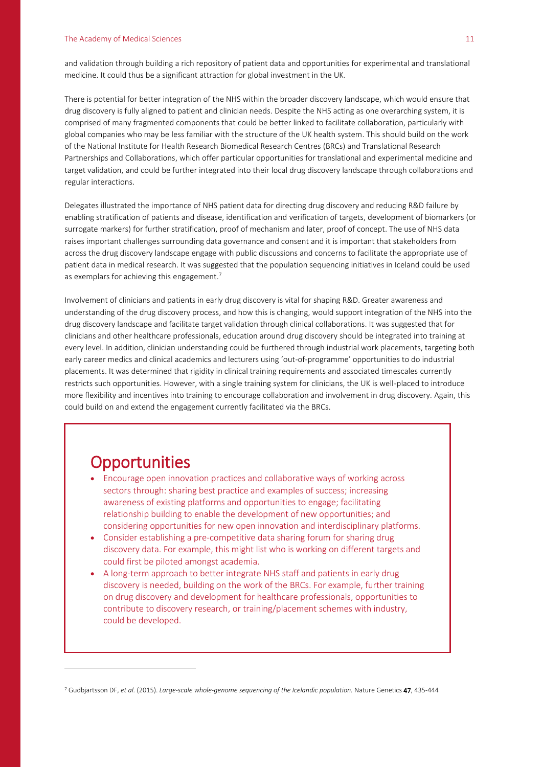and validation through building a rich repository of patient data and opportunities for experimental and translational medicine. It could thus be a significant attraction for global investment in the UK.

There is potential for better integration of the NHS within the broader discovery landscape, which would ensure that drug discovery is fully aligned to patient and clinician needs. Despite the NHS acting as one overarching system, it is comprised of many fragmented components that could be better linked to facilitate collaboration, particularly with global companies who may be less familiar with the structure of the UK health system. This should build on the work of the National Institute for Health Research Biomedical Research Centres (BRCs) and Translational Research Partnerships and Collaborations, which offer particular opportunities for translational and experimental medicine and target validation, and could be further integrated into their local drug discovery landscape through collaborations and regular interactions.

Delegates illustrated the importance of NHS patient data for directing drug discovery and reducing R&D failure by enabling stratification of patients and disease, identification and verification of targets, development of biomarkers (or surrogate markers) for further stratification, proof of mechanism and later, proof of concept. The use of NHS data raises important challenges surrounding data governance and consent and it is important that stakeholders from across the drug discovery landscape engage with public discussions and concerns to facilitate the appropriate use of patient data in medical research. It was suggested that the population sequencing initiatives in Iceland could be used as exemplars for achieving this engagement.[7]

Involvement of clinicians and patients in early drug discovery is vital for shaping R&D. Greater awareness and understanding of the drug discovery process, and how this is changing, would support integration of the NHS into the drug discovery landscape and facilitate target validation through clinical collaborations. It was suggested that for clinicians and other healthcare professionals, education around drug discovery should be integrated into training at every level. In addition, clinician understanding could be furthered through industrial work placements, targeting both early career medics and clinical academics and lecturers using 'out-of-programme' opportunities to do industrial placements. It was determined that rigidity in clinical training requirements and associated timescales currently restricts such opportunities. However, with a single training system for clinicians, the UK is well-placed to introduce more flexibility and incentives into training to encourage collaboration and involvement in drug discovery. Again, this could build on and extend the engagement currently facilitated via the BRCs.

## Opportunities

- Encourage open innovation practices and collaborative ways of working across sectors through: sharing best practice and examples of success; increasing awareness of existing platforms and opportunities to engage; facilitating relationship building to enable the development of new opportunities; and considering opportunities for new open innovation and interdisciplinary platforms.
- Consider establishing a pre-competitive data sharing forum for sharing drug discovery data. For example, this might list who is working on different targets and could first be piloted amongst academia.
- A long-term approach to better integrate NHS staff and patients in early drug discovery is needed, building on the work of the BRCs. For example, further training on drug discovery and development for healthcare professionals, opportunities to contribute to discovery research, or training/placement schemes with industry, could be developed.

---

[7] Gudbjartsson DF, *et al.* (2015). *Large-scale whole-genome sequencing of the Icelandic population.* Nature Genetics **47**, 435-444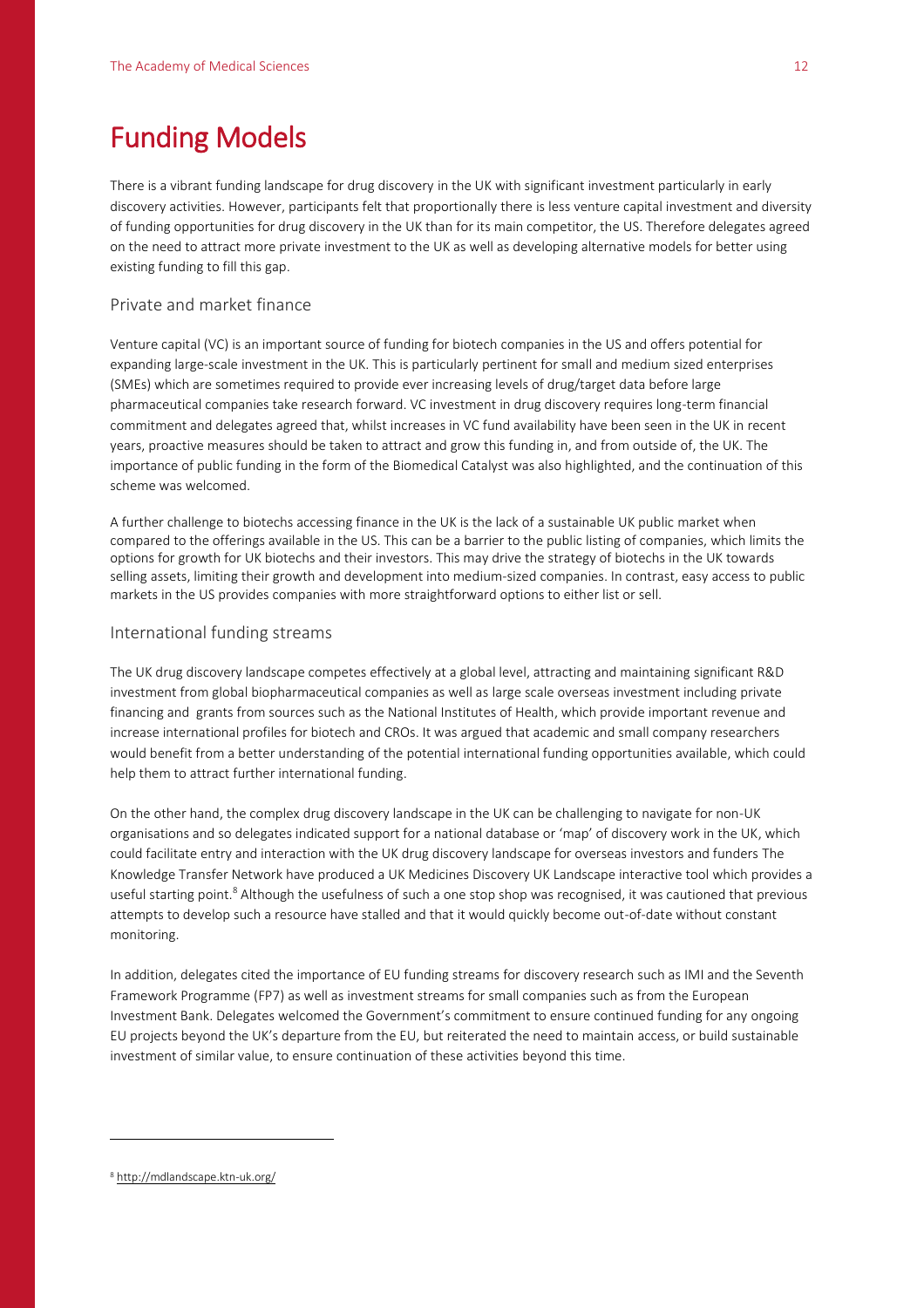# Funding Models

There is a vibrant funding landscape for drug discovery in the UK with significant investment particularly in early discovery activities. However, participants felt that proportionally there is less venture capital investment and diversity of funding opportunities for drug discovery in the UK than for its main competitor, the US. Therefore delegates agreed on the need to attract more private investment to the UK as well as developing alternative models for better using existing funding to fill this gap.

## Private and market finance

Venture capital (VC) is an important source of funding for biotech companies in the US and offers potential for expanding large-scale investment in the UK. This is particularly pertinent for small and medium sized enterprises (SMEs) which are sometimes required to provide ever increasing levels of drug/target data before large pharmaceutical companies take research forward. VC investment in drug discovery requires long-term financial commitment and delegates agreed that, whilst increases in VC fund availability have been seen in the UK in recent years, proactive measures should be taken to attract and grow this funding in, and from outside of, the UK. The importance of public funding in the form of the Biomedical Catalyst was also highlighted, and the continuation of this scheme was welcomed.

A further challenge to biotechs accessing finance in the UK is the lack of a sustainable UK public market when compared to the offerings available in the US. This can be a barrier to the public listing of companies, which limits the options for growth for UK biotechs and their investors. This may drive the strategy of biotechs in the UK towards selling assets, limiting their growth and development into medium-sized companies. In contrast, easy access to public markets in the US provides companies with more straightforward options to either list or sell.

## International funding streams

The UK drug discovery landscape competes effectively at a global level, attracting and maintaining significant R&D investment from global biopharmaceutical companies as well as large scale overseas investment including private financing and grants from sources such as the National Institutes of Health, which provide important revenue and increase international profiles for biotech and CROs. It was argued that academic and small company researchers would benefit from a better understanding of the potential international funding opportunities available, which could help them to attract further international funding.

On the other hand, the complex drug discovery landscape in the UK can be challenging to navigate for non-UK organisations and so delegates indicated support for a national database or 'map' of discovery work in the UK, which could facilitate entry and interaction with the UK drug discovery landscape for overseas investors and funders The Knowledge Transfer Network have produced a UK Medicines Discovery UK Landscape interactive tool which provides a useful starting point.[8] Although the usefulness of such a one stop shop was recognised, it was cautioned that previous attempts to develop such a resource have stalled and that it would quickly become out-of-date without constant monitoring.

In addition, delegates cited the importance of EU funding streams for discovery research such as IMI and the Seventh Framework Programme (FP7) as well as investment streams for small companies such as from the European Investment Bank. Delegates welcomed the Government's commitment to ensure continued funding for any ongoing EU projects beyond the UK's departure from the EU, but reiterated the need to maintain access, or build sustainable investment of similar value, to ensure continuation of these activities beyond this time.

---

[8] http://mdlandscape.ktn-uk.org/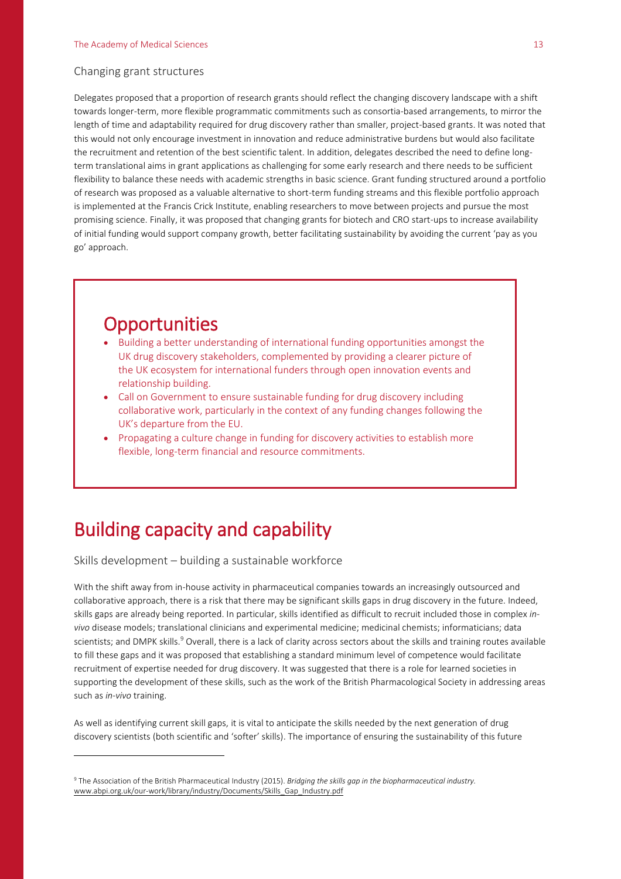### Changing grant structures

Delegates proposed that a proportion of research grants should reflect the changing discovery landscape with a shift towards longer-term, more flexible programmatic commitments such as consortia-based arrangements, to mirror the length of time and adaptability required for drug discovery rather than smaller, project-based grants. It was noted that this would not only encourage investment in innovation and reduce administrative burdens but would also facilitate the recruitment and retention of the best scientific talent. In addition, delegates described the need to define long-term translational aims in grant applications as challenging for some early research and there needs to be sufficient flexibility to balance these needs with academic strengths in basic science. Grant funding structured around a portfolio of research was proposed as a valuable alternative to short-term funding streams and this flexible portfolio approach is implemented at the Francis Crick Institute, enabling researchers to move between projects and pursue the most promising science. Finally, it was proposed that changing grants for biotech and CRO start-ups to increase availability of initial funding would support company growth, better facilitating sustainability by avoiding the current 'pay as you go' approach.

## Opportunities

- Building a better understanding of international funding opportunities amongst the UK drug discovery stakeholders, complemented by providing a clearer picture of the UK ecosystem for international funders through open innovation events and relationship building.
- Call on Government to ensure sustainable funding for drug discovery including collaborative work, particularly in the context of any funding changes following the UK's departure from the EU.
- Propagating a culture change in funding for discovery activities to establish more flexible, long-term financial and resource commitments.

# Building capacity and capability

### Skills development – building a sustainable workforce

With the shift away from in-house activity in pharmaceutical companies towards an increasingly outsourced and collaborative approach, there is a risk that there may be significant skills gaps in drug discovery in the future. Indeed, skills gaps are already being reported. In particular, skills identified as difficult to recruit included those in complex *in-vivo* disease models; translational clinicians and experimental medicine; medicinal chemists; informaticians; data scientists; and DMPK skills.[9] Overall, there is a lack of clarity across sectors about the skills and training routes available to fill these gaps and it was proposed that establishing a standard minimum level of competence would facilitate recruitment of expertise needed for drug discovery. It was suggested that there is a role for learned societies in supporting the development of these skills, such as the work of the British Pharmacological Society in addressing areas such as *in-vivo* training.

As well as identifying current skill gaps, it is vital to anticipate the skills needed by the next generation of drug discovery scientists (both scientific and 'softer' skills). The importance of ensuring the sustainability of this future

---

[9] The Association of the British Pharmaceutical Industry (2015). *Bridging the skills gap in the biopharmaceutical industry.* www.abpi.org.uk/our-work/library/industry/Documents/Skills_Gap_Industry.pdf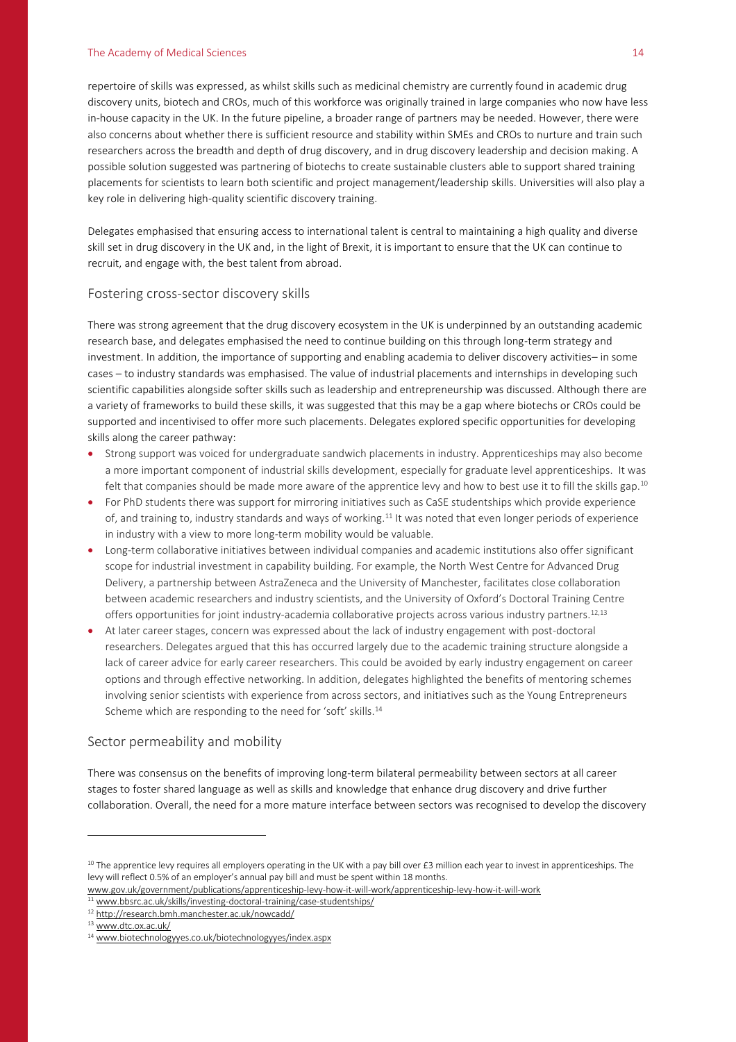repertoire of skills was expressed, as whilst skills such as medicinal chemistry are currently found in academic drug discovery units, biotech and CROs, much of this workforce was originally trained in large companies who now have less in-house capacity in the UK. In the future pipeline, a broader range of partners may be needed. However, there were also concerns about whether there is sufficient resource and stability within SMEs and CROs to nurture and train such researchers across the breadth and depth of drug discovery, and in drug discovery leadership and decision making. A possible solution suggested was partnering of biotechs to create sustainable clusters able to support shared training placements for scientists to learn both scientific and project management/leadership skills. Universities will also play a key role in delivering high-quality scientific discovery training.

Delegates emphasised that ensuring access to international talent is central to maintaining a high quality and diverse skill set in drug discovery in the UK and, in the light of Brexit, it is important to ensure that the UK can continue to recruit, and engage with, the best talent from abroad.

## Fostering cross-sector discovery skills

There was strong agreement that the drug discovery ecosystem in the UK is underpinned by an outstanding academic research base, and delegates emphasised the need to continue building on this through long-term strategy and investment. In addition, the importance of supporting and enabling academia to deliver discovery activities– in some cases – to industry standards was emphasised. The value of industrial placements and internships in developing such scientific capabilities alongside softer skills such as leadership and entrepreneurship was discussed. Although there are a variety of frameworks to build these skills, it was suggested that this may be a gap where biotechs or CROs could be supported and incentivised to offer more such placements. Delegates explored specific opportunities for developing skills along the career pathway:

- Strong support was voiced for undergraduate sandwich placements in industry. Apprenticeships may also become a more important component of industrial skills development, especially for graduate level apprenticeships. It was felt that companies should be made more aware of the apprentice levy and how to best use it to fill the skills gap.[10]
- For PhD students there was support for mirroring initiatives such as CaSE studentships which provide experience of, and training to, industry standards and ways of working.[11] It was noted that even longer periods of experience in industry with a view to more long-term mobility would be valuable.
- Long-term collaborative initiatives between individual companies and academic institutions also offer significant scope for industrial investment in capability building. For example, the North West Centre for Advanced Drug Delivery, a partnership between AstraZeneca and the University of Manchester, facilitates close collaboration between academic researchers and industry scientists, and the University of Oxford's Doctoral Training Centre offers opportunities for joint industry-academia collaborative projects across various industry partners.[12,13]
- At later career stages, concern was expressed about the lack of industry engagement with post-doctoral researchers. Delegates argued that this has occurred largely due to the academic training structure alongside a lack of career advice for early career researchers. This could be avoided by early industry engagement on career options and through effective networking. In addition, delegates highlighted the benefits of mentoring schemes involving senior scientists with experience from across sectors, and initiatives such as the Young Entrepreneurs Scheme which are responding to the need for 'soft' skills.[14]

## Sector permeability and mobility

There was consensus on the benefits of improving long-term bilateral permeability between sectors at all career stages to foster shared language as well as skills and knowledge that enhance drug discovery and drive further collaboration. Overall, the need for a more mature interface between sectors was recognised to develop the discovery

---

[10] The apprentice levy requires all employers operating in the UK with a pay bill over £3 million each year to invest in apprenticeships. The levy will reflect 0.5% of an employer's annual pay bill and must be spent within 18 months. www.gov.uk/government/publications/apprenticeship-levy-how-it-will-work/apprenticeship-levy-how-it-will-work

[11] www.bbsrc.ac.uk/skills/investing-doctoral-training/case-studentships/

[12] http://research.bmh.manchester.ac.uk/nowcadd/

[13] www.dtc.ox.ac.uk/

[14] www.biotechnologyyes.co.uk/biotechnologyyes/index.aspx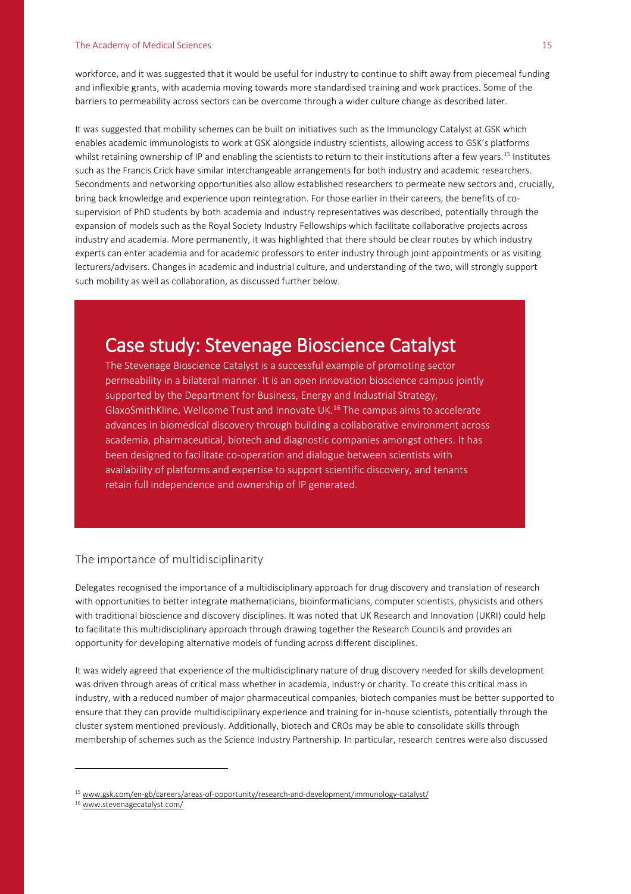workforce, and it was suggested that it would be useful for industry to continue to shift away from piecemeal funding and inflexible grants, with academia moving towards more standardised training and work practices. Some of the barriers to permeability across sectors can be overcome through a wider culture change as described later.

It was suggested that mobility schemes can be built on initiatives such as the Immunology Catalyst at GSK which enables academic immunologists to work at GSK alongside industry scientists, allowing access to GSK's platforms whilst retaining ownership of IP and enabling the scientists to return to their institutions after a few years.[15] Institutes such as the Francis Crick have similar interchangeable arrangements for both industry and academic researchers. Secondments and networking opportunities also allow established researchers to permeate new sectors and, crucially, bring back knowledge and experience upon reintegration. For those earlier in their careers, the benefits of co-supervision of PhD students by both academia and industry representatives was described, potentially through the expansion of models such as the Royal Society Industry Fellowships which facilitate collaborative projects across industry and academia. More permanently, it was highlighted that there should be clear routes by which industry experts can enter academia and for academic professors to enter industry through joint appointments or as visiting lecturers/advisers. Changes in academic and industrial culture, and understanding of the two, will strongly support such mobility as well as collaboration, as discussed further below.

## Case study: Stevenage Bioscience Catalyst

The Stevenage Bioscience Catalyst is a successful example of promoting sector permeability in a bilateral manner. It is an open innovation bioscience campus jointly supported by the Department for Business, Energy and Industrial Strategy, GlaxoSmithKline, Wellcome Trust and Innovate UK.[16] The campus aims to accelerate advances in biomedical discovery through building a collaborative environment across academia, pharmaceutical, biotech and diagnostic companies amongst others. It has been designed to facilitate co-operation and dialogue between scientists with availability of platforms and expertise to support scientific discovery, and tenants retain full independence and ownership of IP generated.

### The importance of multidisciplinarity

Delegates recognised the importance of a multidisciplinary approach for drug discovery and translation of research with opportunities to better integrate mathematicians, bioinformaticians, computer scientists, physicists and others with traditional bioscience and discovery disciplines. It was noted that UK Research and Innovation (UKRI) could help to facilitate this multidisciplinary approach through drawing together the Research Councils and provides an opportunity for developing alternative models of funding across different disciplines.

It was widely agreed that experience of the multidisciplinary nature of drug discovery needed for skills development was driven through areas of critical mass whether in academia, industry or charity. To create this critical mass in industry, with a reduced number of major pharmaceutical companies, biotech companies must be better supported to ensure that they can provide multidisciplinary experience and training for in-house scientists, potentially through the cluster system mentioned previously. Additionally, biotech and CROs may be able to consolidate skills through membership of schemes such as the Science Industry Partnership. In particular, research centres were also discussed

---

[15] www.gsk.com/en-gb/careers/areas-of-opportunity/research-and-development/immunology-catalyst/

[16] www.stevenagecatalyst.com/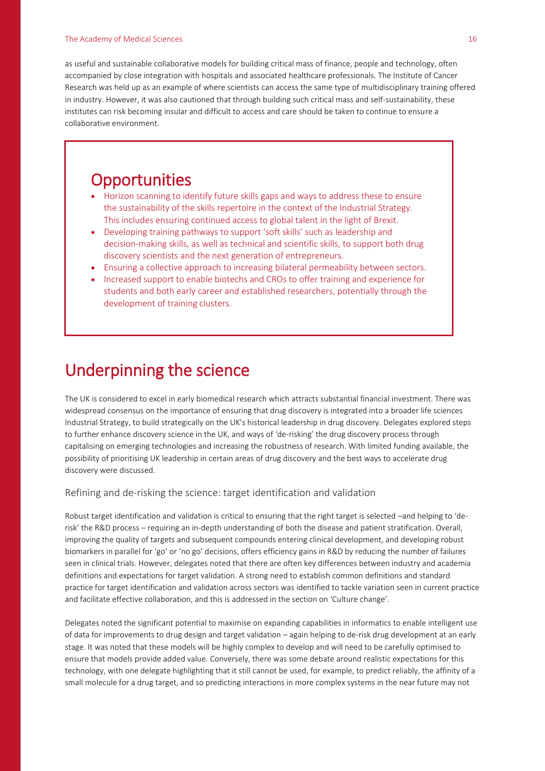as useful and sustainable collaborative models for building critical mass of finance, people and technology, often accompanied by close integration with hospitals and associated healthcare professionals. The Institute of Cancer Research was held up as an example of where scientists can access the same type of multidisciplinary training offered in industry. However, it was also cautioned that through building such critical mass and self-sustainability, these institutes can risk becoming insular and difficult to access and care should be taken to continue to ensure a collaborative environment.

## Opportunities

- Horizon scanning to identify future skills gaps and ways to address these to ensure the sustainability of the skills repertoire in the context of the Industrial Strategy. This includes ensuring continued access to global talent in the light of Brexit.
- Developing training pathways to support 'soft skills' such as leadership and decision-making skills, as well as technical and scientific skills, to support both drug discovery scientists and the next generation of entrepreneurs.
- Ensuring a collective approach to increasing bilateral permeability between sectors.
- Increased support to enable biotechs and CROs to offer training and experience for students and both early career and established researchers, potentially through the development of training clusters.

# Underpinning the science

The UK is considered to excel in early biomedical research which attracts substantial financial investment. There was widespread consensus on the importance of ensuring that drug discovery is integrated into a broader life sciences Industrial Strategy, to build strategically on the UK's historical leadership in drug discovery. Delegates explored steps to further enhance discovery science in the UK, and ways of 'de-risking' the drug discovery process through capitalising on emerging technologies and increasing the robustness of research. With limited funding available, the possibility of prioritising UK leadership in certain areas of drug discovery and the best ways to accelerate drug discovery were discussed.

### Refining and de-risking the science: target identification and validation

Robust target identification and validation is critical to ensuring that the right target is selected –and helping to 'de-risk' the R&D process – requiring an in-depth understanding of both the disease and patient stratification. Overall, improving the quality of targets and subsequent compounds entering clinical development, and developing robust biomarkers in parallel for 'go' or 'no go' decisions, offers efficiency gains in R&D by reducing the number of failures seen in clinical trials. However, delegates noted that there are often key differences between industry and academia definitions and expectations for target validation. A strong need to establish common definitions and standard practice for target identification and validation across sectors was identified to tackle variation seen in current practice and facilitate effective collaboration, and this is addressed in the section on 'Culture change'.

Delegates noted the significant potential to maximise on expanding capabilities in informatics to enable intelligent use of data for improvements to drug design and target validation – again helping to de-risk drug development at an early stage. It was noted that these models will be highly complex to develop and will need to be carefully optimised to ensure that models provide added value. Conversely, there was some debate around realistic expectations for this technology, with one delegate highlighting that it still cannot be used, for example, to predict reliably, the affinity of a small molecule for a drug target, and so predicting interactions in more complex systems in the near future may not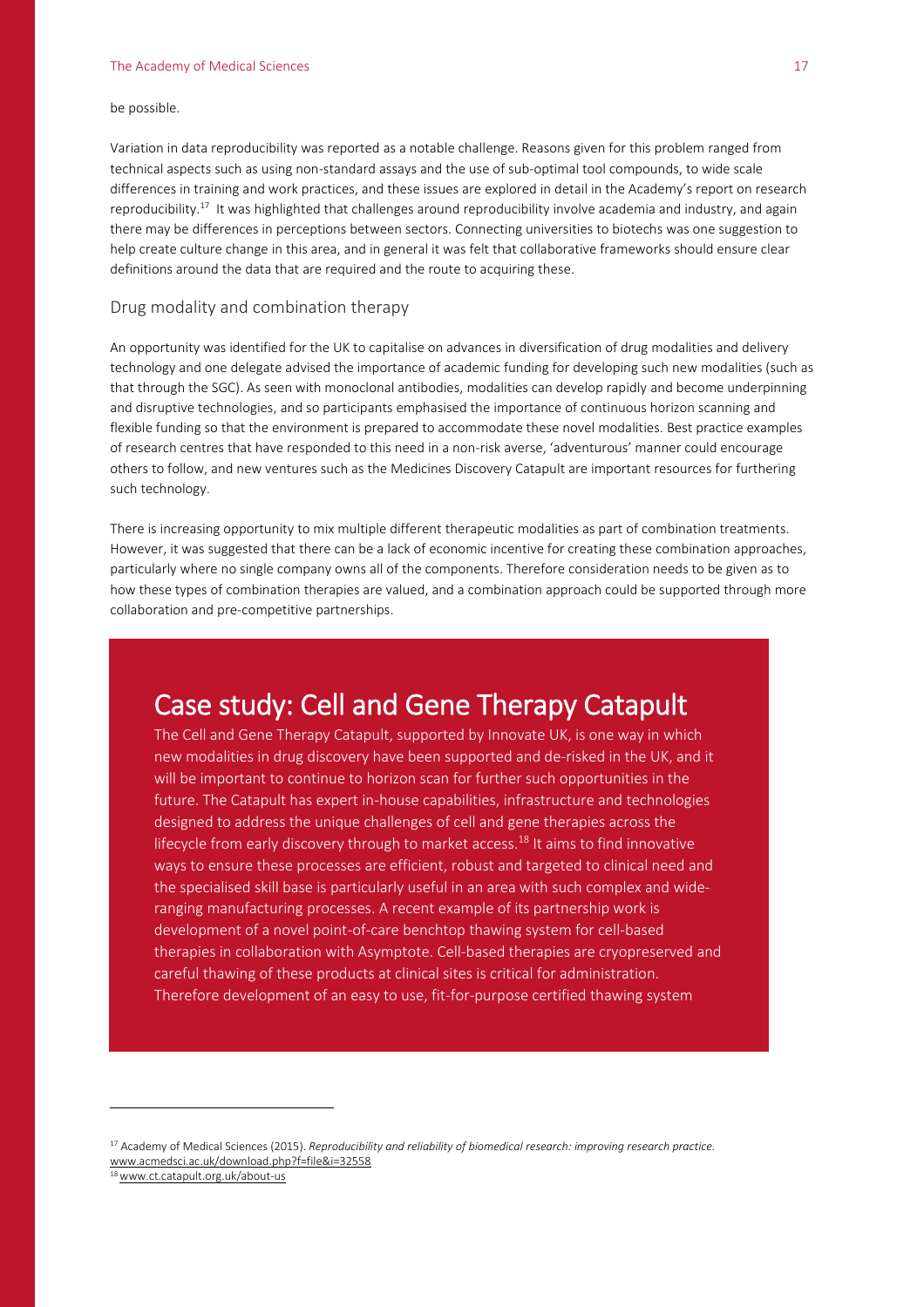be possible.

Variation in data reproducibility was reported as a notable challenge. Reasons given for this problem ranged from technical aspects such as using non-standard assays and the use of sub-optimal tool compounds, to wide scale differences in training and work practices, and these issues are explored in detail in the Academy's report on research reproducibility.[17] It was highlighted that challenges around reproducibility involve academia and industry, and again there may be differences in perceptions between sectors. Connecting universities to biotechs was one suggestion to help create culture change in this area, and in general it was felt that collaborative frameworks should ensure clear definitions around the data that are required and the route to acquiring these.

### Drug modality and combination therapy

An opportunity was identified for the UK to capitalise on advances in diversification of drug modalities and delivery technology and one delegate advised the importance of academic funding for developing such new modalities (such as that through the SGC). As seen with monoclonal antibodies, modalities can develop rapidly and become underpinning and disruptive technologies, and so participants emphasised the importance of continuous horizon scanning and flexible funding so that the environment is prepared to accommodate these novel modalities. Best practice examples of research centres that have responded to this need in a non-risk averse, 'adventurous' manner could encourage others to follow, and new ventures such as the Medicines Discovery Catapult are important resources for furthering such technology.

There is increasing opportunity to mix multiple different therapeutic modalities as part of combination treatments. However, it was suggested that there can be a lack of economic incentive for creating these combination approaches, particularly where no single company owns all of the components. Therefore consideration needs to be given as to how these types of combination therapies are valued, and a combination approach could be supported through more collaboration and pre-competitive partnerships.

## Case study: Cell and Gene Therapy Catapult

The Cell and Gene Therapy Catapult, supported by Innovate UK, is one way in which new modalities in drug discovery have been supported and de-risked in the UK, and it will be important to continue to horizon scan for further such opportunities in the future. The Catapult has expert in-house capabilities, infrastructure and technologies designed to address the unique challenges of cell and gene therapies across the lifecycle from early discovery through to market access.[18] It aims to find innovative ways to ensure these processes are efficient, robust and targeted to clinical need and the specialised skill base is particularly useful in an area with such complex and wide-ranging manufacturing processes. A recent example of its partnership work is development of a novel point-of-care benchtop thawing system for cell-based therapies in collaboration with Asymptote. Cell-based therapies are cryopreserved and careful thawing of these products at clinical sites is critical for administration. Therefore development of an easy to use, fit-for-purpose certified thawing system

---

[17] Academy of Medical Sciences (2015). *Reproducibility and reliability of biomedical research: improving research practice.* www.acmedsci.ac.uk/download.php?f=file&i=32558

[18] www.ct.catapult.org.uk/about-us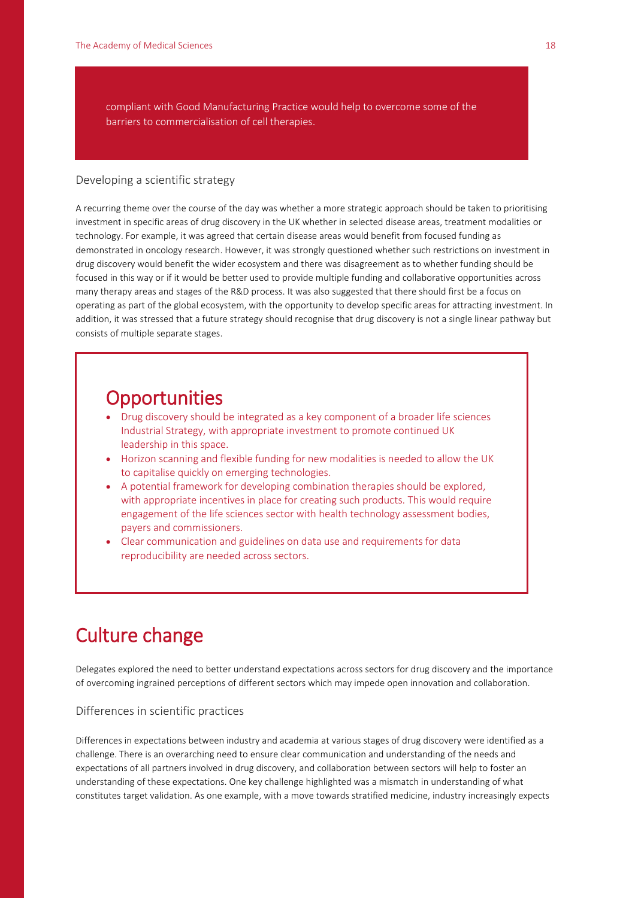compliant with Good Manufacturing Practice would help to overcome some of the barriers to commercialisation of cell therapies.

### Developing a scientific strategy

A recurring theme over the course of the day was whether a more strategic approach should be taken to prioritising investment in specific areas of drug discovery in the UK whether in selected disease areas, treatment modalities or technology. For example, it was agreed that certain disease areas would benefit from focused funding as demonstrated in oncology research. However, it was strongly questioned whether such restrictions on investment in drug discovery would benefit the wider ecosystem and there was disagreement as to whether funding should be focused in this way or if it would be better used to provide multiple funding and collaborative opportunities across many therapy areas and stages of the R&D process. It was also suggested that there should first be a focus on operating as part of the global ecosystem, with the opportunity to develop specific areas for attracting investment. In addition, it was stressed that a future strategy should recognise that drug discovery is not a single linear pathway but consists of multiple separate stages.

## Opportunities

- Drug discovery should be integrated as a key component of a broader life sciences Industrial Strategy, with appropriate investment to promote continued UK leadership in this space.
- Horizon scanning and flexible funding for new modalities is needed to allow the UK to capitalise quickly on emerging technologies.
- A potential framework for developing combination therapies should be explored, with appropriate incentives in place for creating such products. This would require engagement of the life sciences sector with health technology assessment bodies, payers and commissioners.
- Clear communication and guidelines on data use and requirements for data reproducibility are needed across sectors.

# Culture change

Delegates explored the need to better understand expectations across sectors for drug discovery and the importance of overcoming ingrained perceptions of different sectors which may impede open innovation and collaboration.

### Differences in scientific practices

Differences in expectations between industry and academia at various stages of drug discovery were identified as a challenge. There is an overarching need to ensure clear communication and understanding of the needs and expectations of all partners involved in drug discovery, and collaboration between sectors will help to foster an understanding of these expectations. One key challenge highlighted was a mismatch in understanding of what constitutes target validation. As one example, with a move towards stratified medicine, industry increasingly expects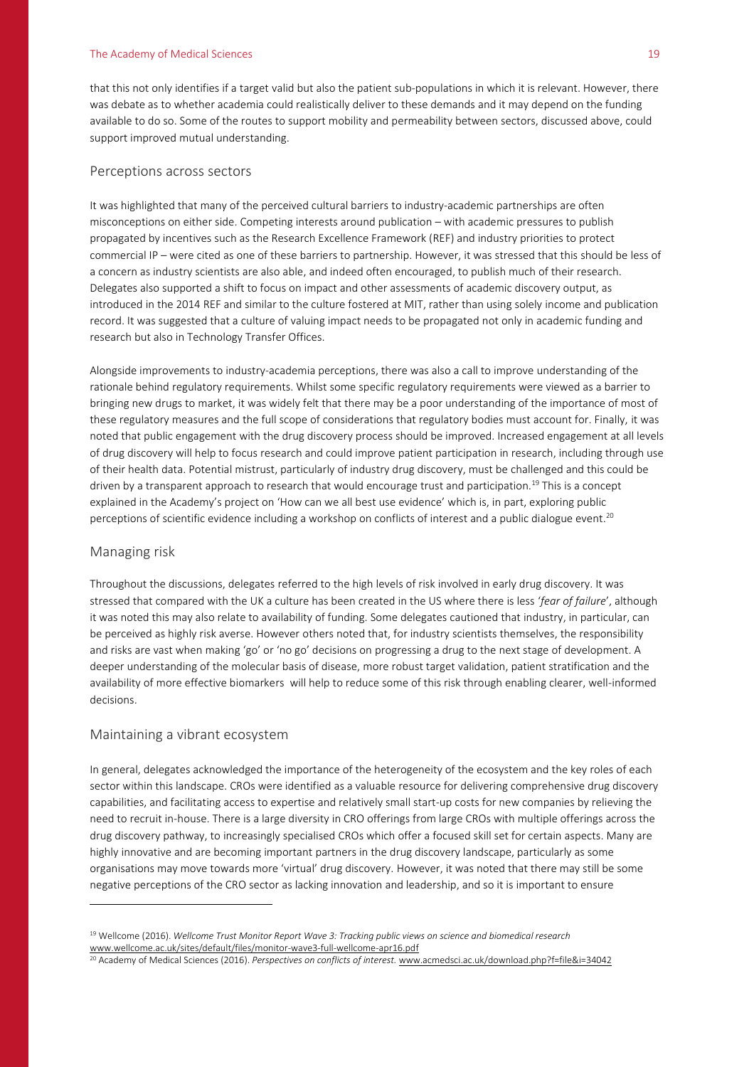that this not only identifies if a target valid but also the patient sub-populations in which it is relevant. However, there was debate as to whether academia could realistically deliver to these demands and it may depend on the funding available to do so. Some of the routes to support mobility and permeability between sectors, discussed above, could support improved mutual understanding.

## Perceptions across sectors

It was highlighted that many of the perceived cultural barriers to industry-academic partnerships are often misconceptions on either side. Competing interests around publication – with academic pressures to publish propagated by incentives such as the Research Excellence Framework (REF) and industry priorities to protect commercial IP – were cited as one of these barriers to partnership. However, it was stressed that this should be less of a concern as industry scientists are also able, and indeed often encouraged, to publish much of their research. Delegates also supported a shift to focus on impact and other assessments of academic discovery output, as introduced in the 2014 REF and similar to the culture fostered at MIT, rather than using solely income and publication record. It was suggested that a culture of valuing impact needs to be propagated not only in academic funding and research but also in Technology Transfer Offices.

Alongside improvements to industry-academia perceptions, there was also a call to improve understanding of the rationale behind regulatory requirements. Whilst some specific regulatory requirements were viewed as a barrier to bringing new drugs to market, it was widely felt that there may be a poor understanding of the importance of most of these regulatory measures and the full scope of considerations that regulatory bodies must account for. Finally, it was noted that public engagement with the drug discovery process should be improved. Increased engagement at all levels of drug discovery will help to focus research and could improve patient participation in research, including through use of their health data. Potential mistrust, particularly of industry drug discovery, must be challenged and this could be driven by a transparent approach to research that would encourage trust and participation.[19] This is a concept explained in the Academy's project on 'How can we all best use evidence' which is, in part, exploring public perceptions of scientific evidence including a workshop on conflicts of interest and a public dialogue event.[20]

## Managing risk

Throughout the discussions, delegates referred to the high levels of risk involved in early drug discovery. It was stressed that compared with the UK a culture has been created in the US where there is less '*fear of failure*', although it was noted this may also relate to availability of funding. Some delegates cautioned that industry, in particular, can be perceived as highly risk averse. However others noted that, for industry scientists themselves, the responsibility and risks are vast when making 'go' or 'no go' decisions on progressing a drug to the next stage of development. A deeper understanding of the molecular basis of disease, more robust target validation, patient stratification and the availability of more effective biomarkers will help to reduce some of this risk through enabling clearer, well-informed decisions.

## Maintaining a vibrant ecosystem

In general, delegates acknowledged the importance of the heterogeneity of the ecosystem and the key roles of each sector within this landscape. CROs were identified as a valuable resource for delivering comprehensive drug discovery capabilities, and facilitating access to expertise and relatively small start-up costs for new companies by relieving the need to recruit in-house. There is a large diversity in CRO offerings from large CROs with multiple offerings across the drug discovery pathway, to increasingly specialised CROs which offer a focused skill set for certain aspects. Many are highly innovative and are becoming important partners in the drug discovery landscape, particularly as some organisations may move towards more 'virtual' drug discovery. However, it was noted that there may still be some negative perceptions of the CRO sector as lacking innovation and leadership, and so it is important to ensure

---

[19] Wellcome (2016). *Wellcome Trust Monitor Report Wave 3: Tracking public views on science and biomedical research* www.wellcome.ac.uk/sites/default/files/monitor-wave3-full-wellcome-apr16.pdf

[20] Academy of Medical Sciences (2016). *Perspectives on conflicts of interest.* www.acmedsci.ac.uk/download.php?f=file&i=34042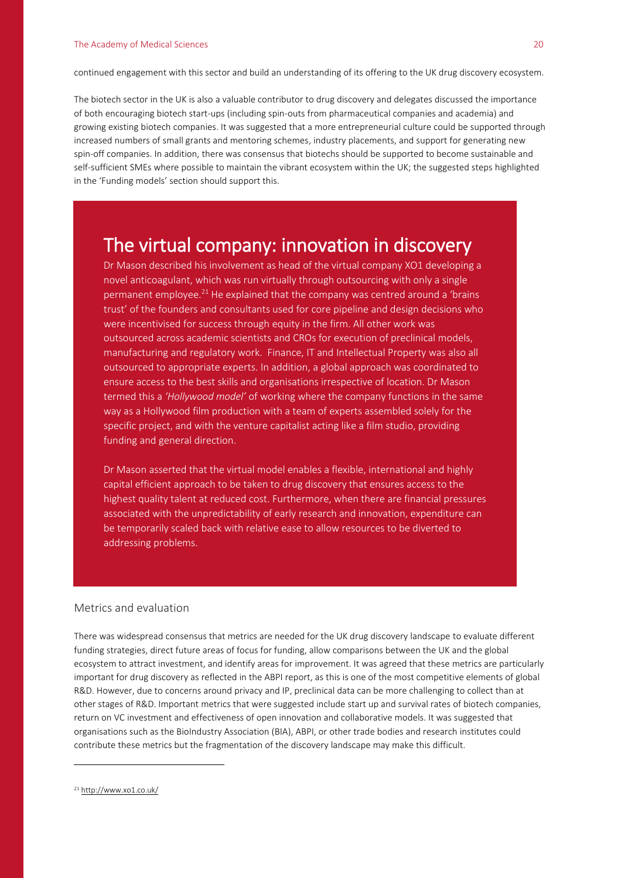continued engagement with this sector and build an understanding of its offering to the UK drug discovery ecosystem.

The biotech sector in the UK is also a valuable contributor to drug discovery and delegates discussed the importance of both encouraging biotech start-ups (including spin-outs from pharmaceutical companies and academia) and growing existing biotech companies. It was suggested that a more entrepreneurial culture could be supported through increased numbers of small grants and mentoring schemes, industry placements, and support for generating new spin-off companies. In addition, there was consensus that biotechs should be supported to become sustainable and self-sufficient SMEs where possible to maintain the vibrant ecosystem within the UK; the suggested steps highlighted in the 'Funding models' section should support this.

## The virtual company: innovation in discovery

Dr Mason described his involvement as head of the virtual company XO1 developing a novel anticoagulant, which was run virtually through outsourcing with only a single permanent employee.[21] He explained that the company was centred around a 'brains trust' of the founders and consultants used for core pipeline and design decisions who were incentivised for success through equity in the firm. All other work was outsourced across academic scientists and CROs for execution of preclinical models, manufacturing and regulatory work. Finance, IT and Intellectual Property was also all outsourced to appropriate experts. In addition, a global approach was coordinated to ensure access to the best skills and organisations irrespective of location. Dr Mason termed this a *'Hollywood model'* of working where the company functions in the same way as a Hollywood film production with a team of experts assembled solely for the specific project, and with the venture capitalist acting like a film studio, providing funding and general direction.

Dr Mason asserted that the virtual model enables a flexible, international and highly capital efficient approach to be taken to drug discovery that ensures access to the highest quality talent at reduced cost. Furthermore, when there are financial pressures associated with the unpredictability of early research and innovation, expenditure can be temporarily scaled back with relative ease to allow resources to be diverted to addressing problems.

### Metrics and evaluation

There was widespread consensus that metrics are needed for the UK drug discovery landscape to evaluate different funding strategies, direct future areas of focus for funding, allow comparisons between the UK and the global ecosystem to attract investment, and identify areas for improvement. It was agreed that these metrics are particularly important for drug discovery as reflected in the ABPI report, as this is one of the most competitive elements of global R&D. However, due to concerns around privacy and IP, preclinical data can be more challenging to collect than at other stages of R&D. Important metrics that were suggested include start up and survival rates of biotech companies, return on VC investment and effectiveness of open innovation and collaborative models. It was suggested that organisations such as the BioIndustry Association (BIA), ABPI, or other trade bodies and research institutes could contribute these metrics but the fragmentation of the discovery landscape may make this difficult.

---

[21] http://www.xo1.co.uk/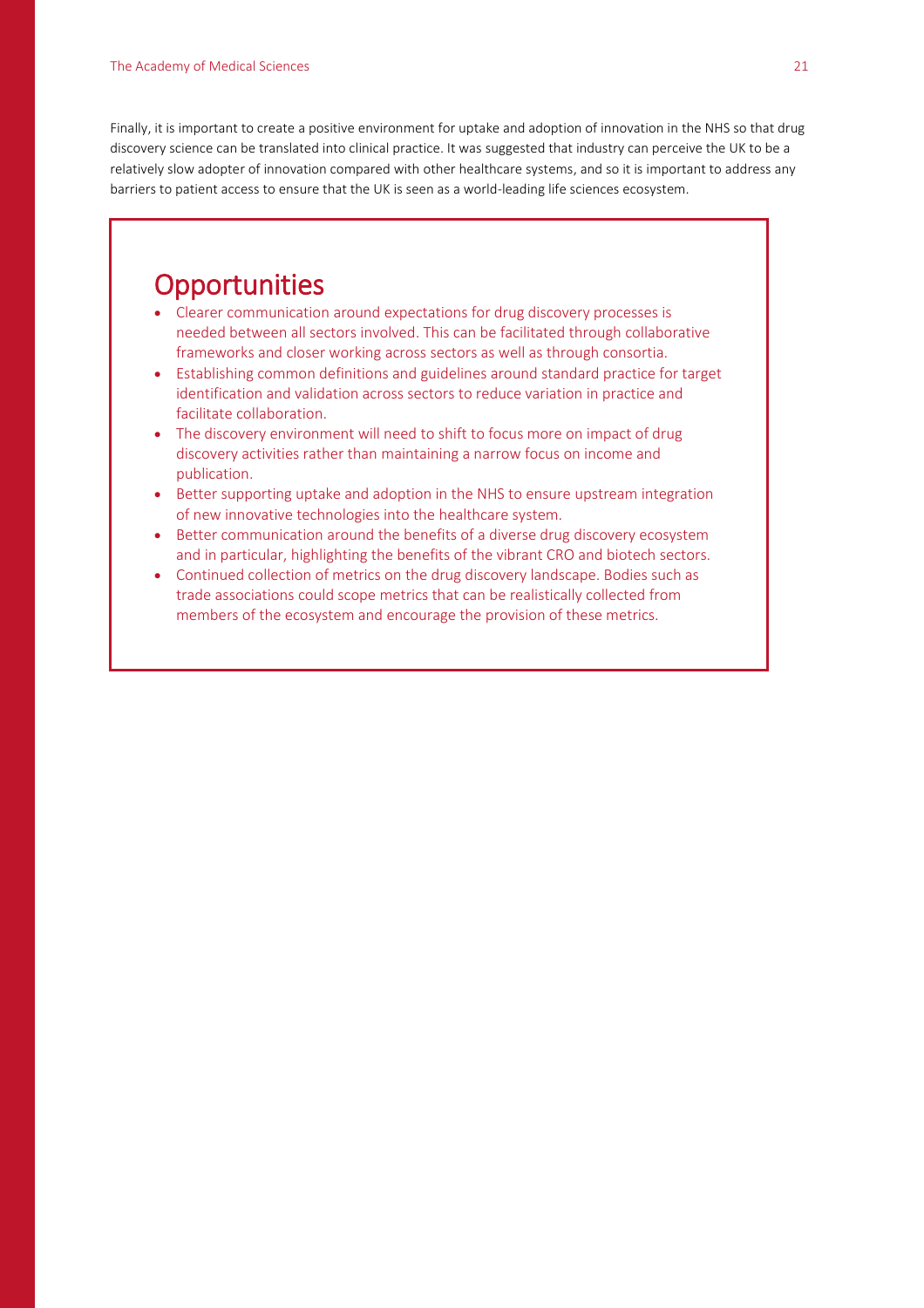Finally, it is important to create a positive environment for uptake and adoption of innovation in the NHS so that drug discovery science can be translated into clinical practice. It was suggested that industry can perceive the UK to be a relatively slow adopter of innovation compared with other healthcare systems, and so it is important to address any barriers to patient access to ensure that the UK is seen as a world-leading life sciences ecosystem.

## Opportunities

- Clearer communication around expectations for drug discovery processes is needed between all sectors involved. This can be facilitated through collaborative frameworks and closer working across sectors as well as through consortia.
- Establishing common definitions and guidelines around standard practice for target identification and validation across sectors to reduce variation in practice and facilitate collaboration.
- The discovery environment will need to shift to focus more on impact of drug discovery activities rather than maintaining a narrow focus on income and publication.
- Better supporting uptake and adoption in the NHS to ensure upstream integration of new innovative technologies into the healthcare system.
- Better communication around the benefits of a diverse drug discovery ecosystem and in particular, highlighting the benefits of the vibrant CRO and biotech sectors.
- Continued collection of metrics on the drug discovery landscape. Bodies such as trade associations could scope metrics that can be realistically collected from members of the ecosystem and encourage the provision of these metrics.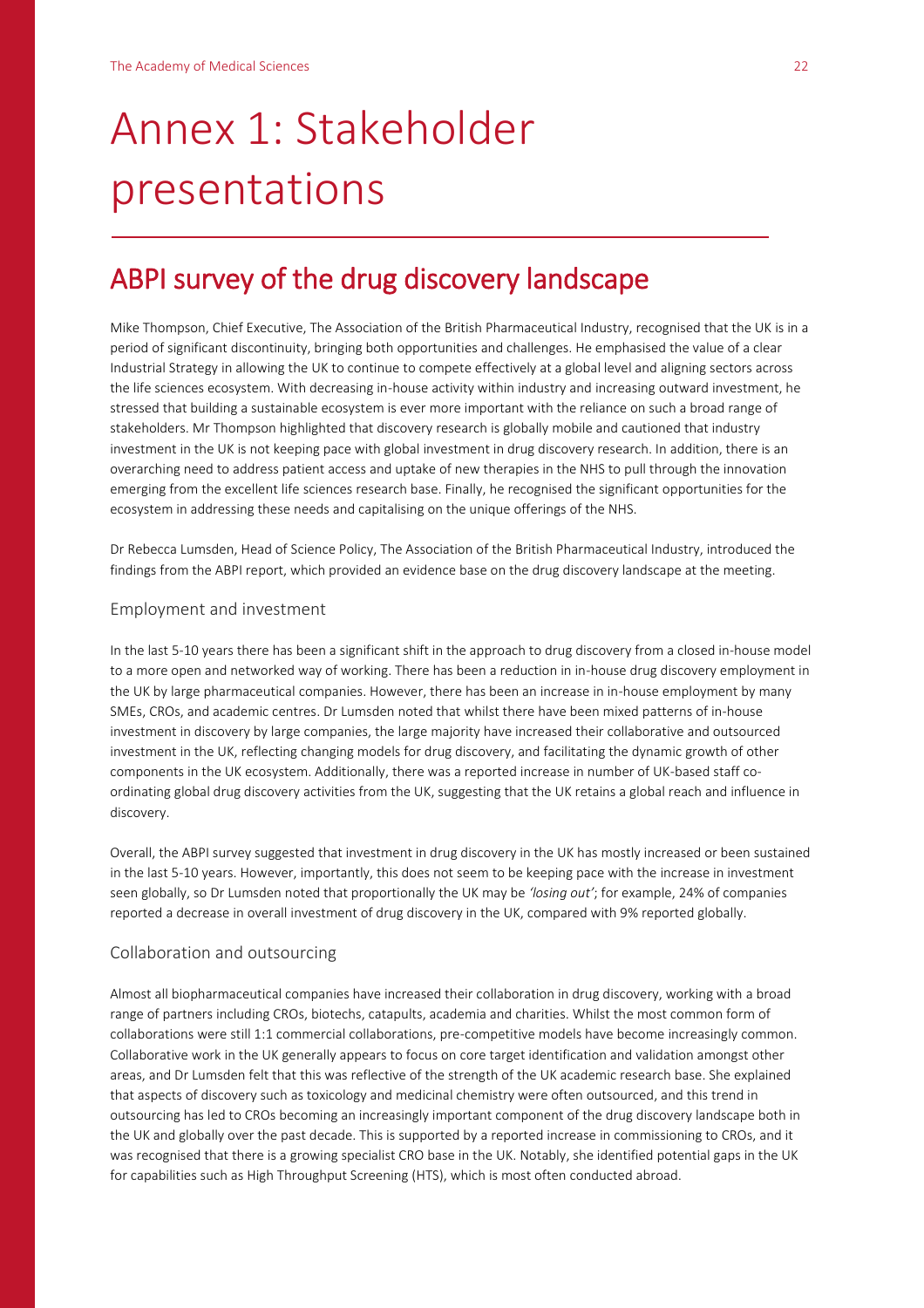# Annex 1: Stakeholder presentations

## ABPI survey of the drug discovery landscape

Mike Thompson, Chief Executive, The Association of the British Pharmaceutical Industry, recognised that the UK is in a period of significant discontinuity, bringing both opportunities and challenges. He emphasised the value of a clear Industrial Strategy in allowing the UK to continue to compete effectively at a global level and aligning sectors across the life sciences ecosystem. With decreasing in-house activity within industry and increasing outward investment, he stressed that building a sustainable ecosystem is ever more important with the reliance on such a broad range of stakeholders. Mr Thompson highlighted that discovery research is globally mobile and cautioned that industry investment in the UK is not keeping pace with global investment in drug discovery research. In addition, there is an overarching need to address patient access and uptake of new therapies in the NHS to pull through the innovation emerging from the excellent life sciences research base. Finally, he recognised the significant opportunities for the ecosystem in addressing these needs and capitalising on the unique offerings of the NHS.

Dr Rebecca Lumsden, Head of Science Policy, The Association of the British Pharmaceutical Industry, introduced the findings from the ABPI report, which provided an evidence base on the drug discovery landscape at the meeting.

### Employment and investment

In the last 5-10 years there has been a significant shift in the approach to drug discovery from a closed in-house model to a more open and networked way of working. There has been a reduction in in-house drug discovery employment in the UK by large pharmaceutical companies. However, there has been an increase in in-house employment by many SMEs, CROs, and academic centres. Dr Lumsden noted that whilst there have been mixed patterns of in-house investment in discovery by large companies, the large majority have increased their collaborative and outsourced investment in the UK, reflecting changing models for drug discovery, and facilitating the dynamic growth of other components in the UK ecosystem. Additionally, there was a reported increase in number of UK-based staff co-ordinating global drug discovery activities from the UK, suggesting that the UK retains a global reach and influence in discovery.

Overall, the ABPI survey suggested that investment in drug discovery in the UK has mostly increased or been sustained in the last 5-10 years. However, importantly, this does not seem to be keeping pace with the increase in investment seen globally, so Dr Lumsden noted that proportionally the UK may be *'losing out'*; for example, 24% of companies reported a decrease in overall investment of drug discovery in the UK, compared with 9% reported globally.

### Collaboration and outsourcing

Almost all biopharmaceutical companies have increased their collaboration in drug discovery, working with a broad range of partners including CROs, biotechs, catapults, academia and charities. Whilst the most common form of collaborations were still 1:1 commercial collaborations, pre-competitive models have become increasingly common. Collaborative work in the UK generally appears to focus on core target identification and validation amongst other areas, and Dr Lumsden felt that this was reflective of the strength of the UK academic research base. She explained that aspects of discovery such as toxicology and medicinal chemistry were often outsourced, and this trend in outsourcing has led to CROs becoming an increasingly important component of the drug discovery landscape both in the UK and globally over the past decade. This is supported by a reported increase in commissioning to CROs, and it was recognised that there is a growing specialist CRO base in the UK. Notably, she identified potential gaps in the UK for capabilities such as High Throughput Screening (HTS), which is most often conducted abroad.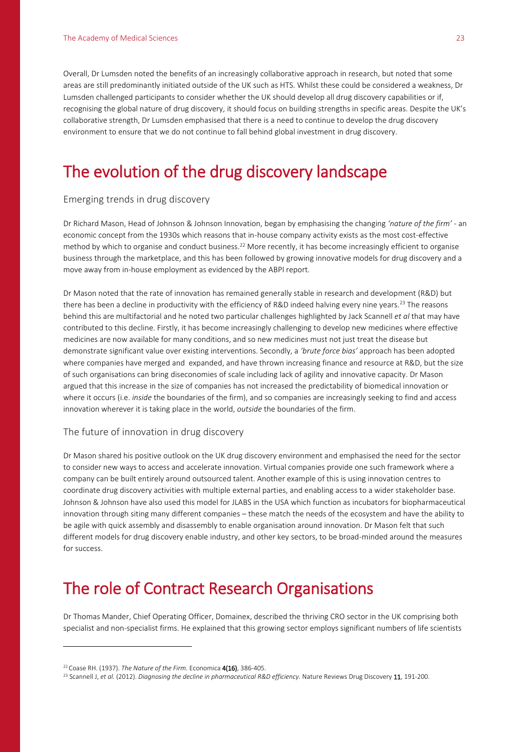Overall, Dr Lumsden noted the benefits of an increasingly collaborative approach in research, but noted that some areas are still predominantly initiated outside of the UK such as HTS. Whilst these could be considered a weakness, Dr Lumsden challenged participants to consider whether the UK should develop all drug discovery capabilities or if, recognising the global nature of drug discovery, it should focus on building strengths in specific areas. Despite the UK's collaborative strength, Dr Lumsden emphasised that there is a need to continue to develop the drug discovery environment to ensure that we do not continue to fall behind global investment in drug discovery.

# The evolution of the drug discovery landscape

### Emerging trends in drug discovery

Dr Richard Mason, Head of Johnson & Johnson Innovation, began by emphasising the changing *'nature of the firm'* - an economic concept from the 1930s which reasons that in-house company activity exists as the most cost-effective method by which to organise and conduct business.[22] More recently, it has become increasingly efficient to organise business through the marketplace, and this has been followed by growing innovative models for drug discovery and a move away from in-house employment as evidenced by the ABPI report.

Dr Mason noted that the rate of innovation has remained generally stable in research and development (R&D) but there has been a decline in productivity with the efficiency of R&D indeed halving every nine years.[23] The reasons behind this are multifactorial and he noted two particular challenges highlighted by Jack Scannell *et al* that may have contributed to this decline. Firstly, it has become increasingly challenging to develop new medicines where effective medicines are now available for many conditions, and so new medicines must not just treat the disease but demonstrate significant value over existing interventions. Secondly, a *'brute force bias'* approach has been adopted where companies have merged and expanded, and have thrown increasing finance and resource at R&D, but the size of such organisations can bring diseconomies of scale including lack of agility and innovative capacity. Dr Mason argued that this increase in the size of companies has not increased the predictability of biomedical innovation or where it occurs (i.e. *inside* the boundaries of the firm), and so companies are increasingly seeking to find and access innovation wherever it is taking place in the world, *outside* the boundaries of the firm.

### The future of innovation in drug discovery

Dr Mason shared his positive outlook on the UK drug discovery environment and emphasised the need for the sector to consider new ways to access and accelerate innovation. Virtual companies provide one such framework where a company can be built entirely around outsourced talent. Another example of this is using innovation centres to coordinate drug discovery activities with multiple external parties, and enabling access to a wider stakeholder base. Johnson & Johnson have also used this model for JLABS in the USA which function as incubators for biopharmaceutical innovation through siting many different companies – these match the needs of the ecosystem and have the ability to be agile with quick assembly and disassembly to enable organisation around innovation. Dr Mason felt that such different models for drug discovery enable industry, and other key sectors, to be broad-minded around the measures for success.

# The role of Contract Research Organisations

Dr Thomas Mander, Chief Operating Officer, Domainex, described the thriving CRO sector in the UK comprising both specialist and non-specialist firms. He explained that this growing sector employs significant numbers of life scientists

---

[22] Coase RH. (1937). *The Nature of the Firm.* Economica **4(16)**, 386-405.

[23] Scannell J, *et al.* (2012). *Diagnosing the decline in pharmaceutical R&D efficiency.* Nature Reviews Drug Discovery **11**, 191-200.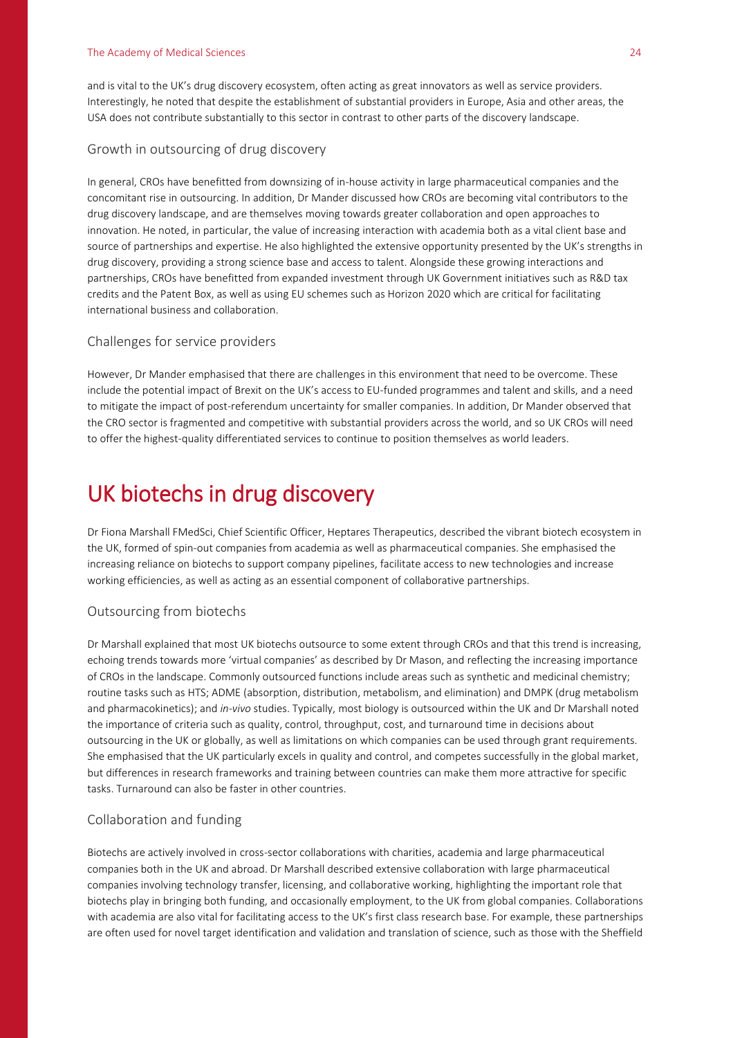and is vital to the UK's drug discovery ecosystem, often acting as great innovators as well as service providers. Interestingly, he noted that despite the establishment of substantial providers in Europe, Asia and other areas, the USA does not contribute substantially to this sector in contrast to other parts of the discovery landscape.

### Growth in outsourcing of drug discovery

In general, CROs have benefitted from downsizing of in-house activity in large pharmaceutical companies and the concomitant rise in outsourcing. In addition, Dr Mander discussed how CROs are becoming vital contributors to the drug discovery landscape, and are themselves moving towards greater collaboration and open approaches to innovation. He noted, in particular, the value of increasing interaction with academia both as a vital client base and source of partnerships and expertise. He also highlighted the extensive opportunity presented by the UK's strengths in drug discovery, providing a strong science base and access to talent. Alongside these growing interactions and partnerships, CROs have benefitted from expanded investment through UK Government initiatives such as R&D tax credits and the Patent Box, as well as using EU schemes such as Horizon 2020 which are critical for facilitating international business and collaboration.

### Challenges for service providers

However, Dr Mander emphasised that there are challenges in this environment that need to be overcome. These include the potential impact of Brexit on the UK's access to EU-funded programmes and talent and skills, and a need to mitigate the impact of post-referendum uncertainty for smaller companies. In addition, Dr Mander observed that the CRO sector is fragmented and competitive with substantial providers across the world, and so UK CROs will need to offer the highest-quality differentiated services to continue to position themselves as world leaders.

## UK biotechs in drug discovery

Dr Fiona Marshall FMedSci, Chief Scientific Officer, Heptares Therapeutics, described the vibrant biotech ecosystem in the UK, formed of spin-out companies from academia as well as pharmaceutical companies. She emphasised the increasing reliance on biotechs to support company pipelines, facilitate access to new technologies and increase working efficiencies, as well as acting as an essential component of collaborative partnerships.

### Outsourcing from biotechs

Dr Marshall explained that most UK biotechs outsource to some extent through CROs and that this trend is increasing, echoing trends towards more 'virtual companies' as described by Dr Mason, and reflecting the increasing importance of CROs in the landscape. Commonly outsourced functions include areas such as synthetic and medicinal chemistry; routine tasks such as HTS; ADME (absorption, distribution, metabolism, and elimination) and DMPK (drug metabolism and pharmacokinetics); and *in-vivo* studies. Typically, most biology is outsourced within the UK and Dr Marshall noted the importance of criteria such as quality, control, throughput, cost, and turnaround time in decisions about outsourcing in the UK or globally, as well as limitations on which companies can be used through grant requirements. She emphasised that the UK particularly excels in quality and control, and competes successfully in the global market, but differences in research frameworks and training between countries can make them more attractive for specific tasks. Turnaround can also be faster in other countries.

### Collaboration and funding

Biotechs are actively involved in cross-sector collaborations with charities, academia and large pharmaceutical companies both in the UK and abroad. Dr Marshall described extensive collaboration with large pharmaceutical companies involving technology transfer, licensing, and collaborative working, highlighting the important role that biotechs play in bringing both funding, and occasionally employment, to the UK from global companies. Collaborations with academia are also vital for facilitating access to the UK's first class research base. For example, these partnerships are often used for novel target identification and validation and translation of science, such as those with the Sheffield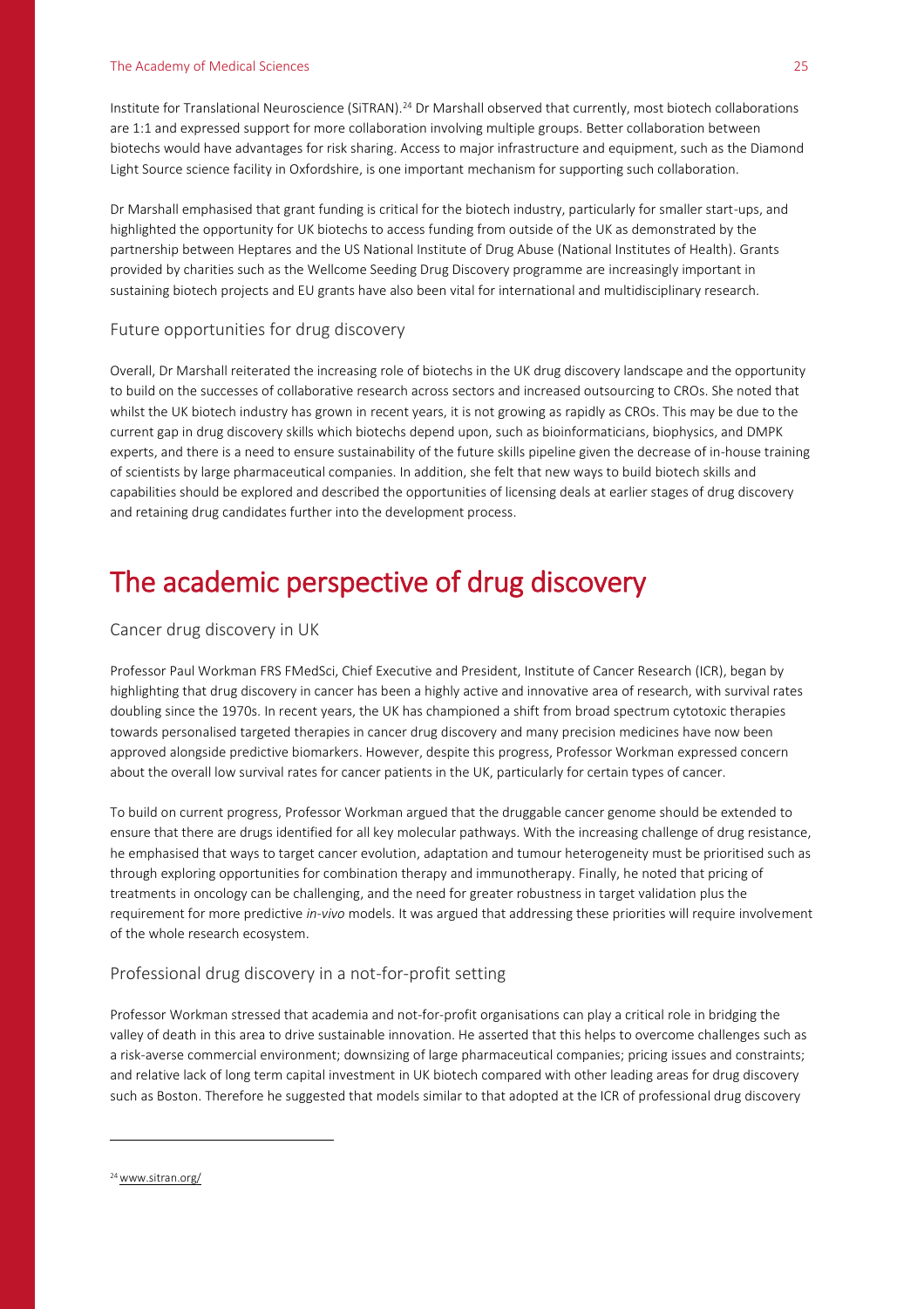Institute for Translational Neuroscience (SiTRAN).[24] Dr Marshall observed that currently, most biotech collaborations are 1:1 and expressed support for more collaboration involving multiple groups. Better collaboration between biotechs would have advantages for risk sharing. Access to major infrastructure and equipment, such as the Diamond Light Source science facility in Oxfordshire, is one important mechanism for supporting such collaboration.

Dr Marshall emphasised that grant funding is critical for the biotech industry, particularly for smaller start-ups, and highlighted the opportunity for UK biotechs to access funding from outside of the UK as demonstrated by the partnership between Heptares and the US National Institute of Drug Abuse (National Institutes of Health). Grants provided by charities such as the Wellcome Seeding Drug Discovery programme are increasingly important in sustaining biotech projects and EU grants have also been vital for international and multidisciplinary research.

### Future opportunities for drug discovery

Overall, Dr Marshall reiterated the increasing role of biotechs in the UK drug discovery landscape and the opportunity to build on the successes of collaborative research across sectors and increased outsourcing to CROs. She noted that whilst the UK biotech industry has grown in recent years, it is not growing as rapidly as CROs. This may be due to the current gap in drug discovery skills which biotechs depend upon, such as bioinformaticians, biophysics, and DMPK experts, and there is a need to ensure sustainability of the future skills pipeline given the decrease of in-house training of scientists by large pharmaceutical companies. In addition, she felt that new ways to build biotech skills and capabilities should be explored and described the opportunities of licensing deals at earlier stages of drug discovery and retaining drug candidates further into the development process.

## The academic perspective of drug discovery

### Cancer drug discovery in UK

Professor Paul Workman FRS FMedSci, Chief Executive and President, Institute of Cancer Research (ICR), began by highlighting that drug discovery in cancer has been a highly active and innovative area of research, with survival rates doubling since the 1970s. In recent years, the UK has championed a shift from broad spectrum cytotoxic therapies towards personalised targeted therapies in cancer drug discovery and many precision medicines have now been approved alongside predictive biomarkers. However, despite this progress, Professor Workman expressed concern about the overall low survival rates for cancer patients in the UK, particularly for certain types of cancer.

To build on current progress, Professor Workman argued that the druggable cancer genome should be extended to ensure that there are drugs identified for all key molecular pathways. With the increasing challenge of drug resistance, he emphasised that ways to target cancer evolution, adaptation and tumour heterogeneity must be prioritised such as through exploring opportunities for combination therapy and immunotherapy. Finally, he noted that pricing of treatments in oncology can be challenging, and the need for greater robustness in target validation plus the requirement for more predictive *in-vivo* models. It was argued that addressing these priorities will require involvement of the whole research ecosystem.

### Professional drug discovery in a not-for-profit setting

Professor Workman stressed that academia and not-for-profit organisations can play a critical role in bridging the valley of death in this area to drive sustainable innovation. He asserted that this helps to overcome challenges such as a risk-averse commercial environment; downsizing of large pharmaceutical companies; pricing issues and constraints; and relative lack of long term capital investment in UK biotech compared with other leading areas for drug discovery such as Boston. Therefore he suggested that models similar to that adopted at the ICR of professional drug discovery

[24] www.sitran.org/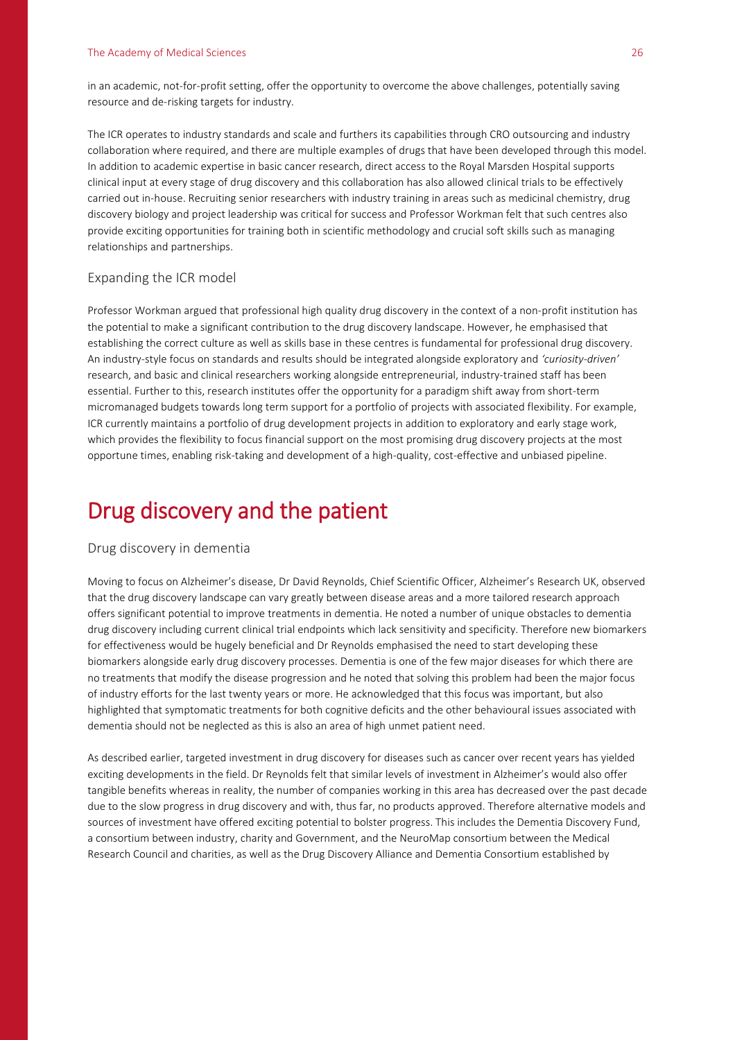in an academic, not-for-profit setting, offer the opportunity to overcome the above challenges, potentially saving resource and de-risking targets for industry.

The ICR operates to industry standards and scale and furthers its capabilities through CRO outsourcing and industry collaboration where required, and there are multiple examples of drugs that have been developed through this model. In addition to academic expertise in basic cancer research, direct access to the Royal Marsden Hospital supports clinical input at every stage of drug discovery and this collaboration has also allowed clinical trials to be effectively carried out in-house. Recruiting senior researchers with industry training in areas such as medicinal chemistry, drug discovery biology and project leadership was critical for success and Professor Workman felt that such centres also provide exciting opportunities for training both in scientific methodology and crucial soft skills such as managing relationships and partnerships.

### Expanding the ICR model

Professor Workman argued that professional high quality drug discovery in the context of a non-profit institution has the potential to make a significant contribution to the drug discovery landscape. However, he emphasised that establishing the correct culture as well as skills base in these centres is fundamental for professional drug discovery. An industry-style focus on standards and results should be integrated alongside exploratory and *'curiosity-driven'* research, and basic and clinical researchers working alongside entrepreneurial, industry-trained staff has been essential. Further to this, research institutes offer the opportunity for a paradigm shift away from short-term micromanaged budgets towards long term support for a portfolio of projects with associated flexibility. For example, ICR currently maintains a portfolio of drug development projects in addition to exploratory and early stage work, which provides the flexibility to focus financial support on the most promising drug discovery projects at the most opportune times, enabling risk-taking and development of a high-quality, cost-effective and unbiased pipeline.

## Drug discovery and the patient

### Drug discovery in dementia

Moving to focus on Alzheimer's disease, Dr David Reynolds, Chief Scientific Officer, Alzheimer's Research UK, observed that the drug discovery landscape can vary greatly between disease areas and a more tailored research approach offers significant potential to improve treatments in dementia. He noted a number of unique obstacles to dementia drug discovery including current clinical trial endpoints which lack sensitivity and specificity. Therefore new biomarkers for effectiveness would be hugely beneficial and Dr Reynolds emphasised the need to start developing these biomarkers alongside early drug discovery processes. Dementia is one of the few major diseases for which there are no treatments that modify the disease progression and he noted that solving this problem had been the major focus of industry efforts for the last twenty years or more. He acknowledged that this focus was important, but also highlighted that symptomatic treatments for both cognitive deficits and the other behavioural issues associated with dementia should not be neglected as this is also an area of high unmet patient need.

As described earlier, targeted investment in drug discovery for diseases such as cancer over recent years has yielded exciting developments in the field. Dr Reynolds felt that similar levels of investment in Alzheimer's would also offer tangible benefits whereas in reality, the number of companies working in this area has decreased over the past decade due to the slow progress in drug discovery and with, thus far, no products approved. Therefore alternative models and sources of investment have offered exciting potential to bolster progress. This includes the Dementia Discovery Fund, a consortium between industry, charity and Government, and the NeuroMap consortium between the Medical Research Council and charities, as well as the Drug Discovery Alliance and Dementia Consortium established by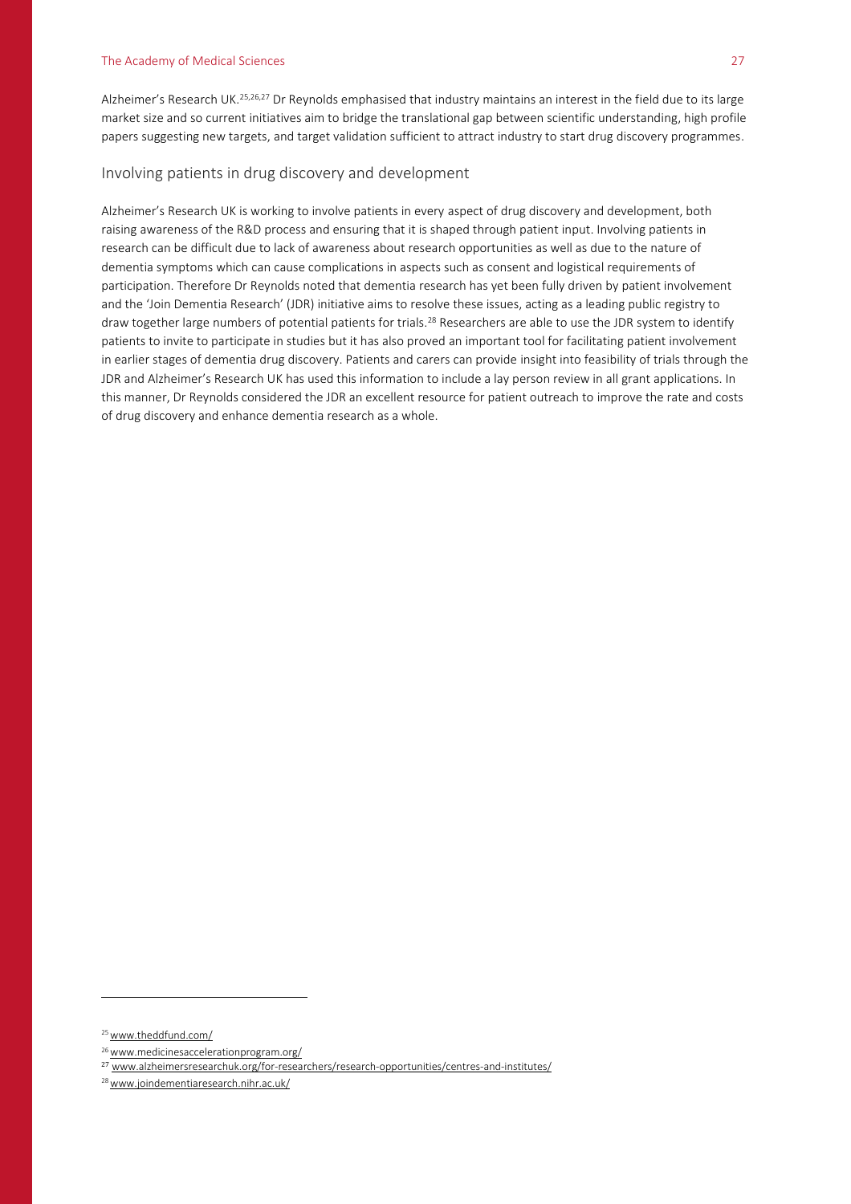Alzheimer's Research UK.[25,26,27] Dr Reynolds emphasised that industry maintains an interest in the field due to its large market size and so current initiatives aim to bridge the translational gap between scientific understanding, high profile papers suggesting new targets, and target validation sufficient to attract industry to start drug discovery programmes.

## Involving patients in drug discovery and development

Alzheimer's Research UK is working to involve patients in every aspect of drug discovery and development, both raising awareness of the R&D process and ensuring that it is shaped through patient input. Involving patients in research can be difficult due to lack of awareness about research opportunities as well as due to the nature of dementia symptoms which can cause complications in aspects such as consent and logistical requirements of participation. Therefore Dr Reynolds noted that dementia research has yet been fully driven by patient involvement and the 'Join Dementia Research' (JDR) initiative aims to resolve these issues, acting as a leading public registry to draw together large numbers of potential patients for trials.[28] Researchers are able to use the JDR system to identify patients to invite to participate in studies but it has also proved an important tool for facilitating patient involvement in earlier stages of dementia drug discovery. Patients and carers can provide insight into feasibility of trials through the JDR and Alzheimer's Research UK has used this information to include a lay person review in all grant applications. In this manner, Dr Reynolds considered the JDR an excellent resource for patient outreach to improve the rate and costs of drug discovery and enhance dementia research as a whole.

---

[25] www.theddfund.com/

[26] www.medicinesaccelerationprogram.org/

[27] www.alzheimersresearchuk.org/for-researchers/research-opportunities/centres-and-institutes/

[28] www.joindementiaresearch.nihr.ac.uk/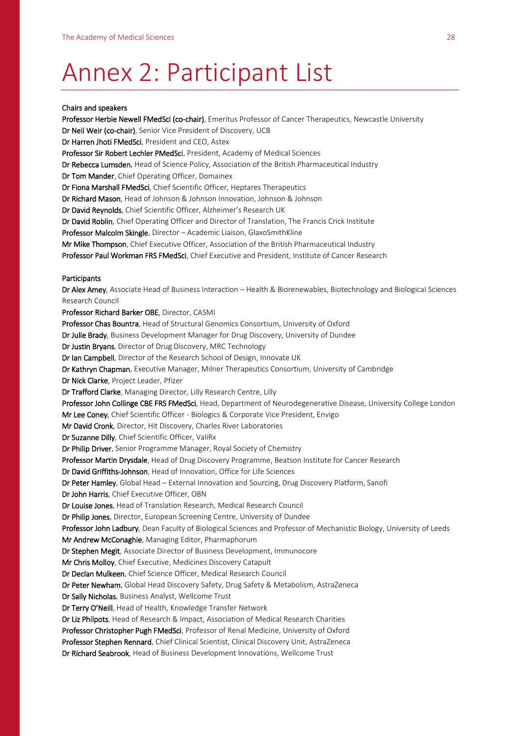# Annex 2: Participant List

**Chairs and speakers**

**Professor Herbie Newell FMedSci (co-chair)**, Emeritus Professor of Cancer Therapeutics, Newcastle University
**Dr Neil Weir (co-chair)**, Senior Vice President of Discovery, UCB
**Dr Harren Jhoti FMedSci**, President and CEO, Astex
**Professor Sir Robert Lechler PMedSci**, President, Academy of Medical Sciences
**Dr Rebecca Lumsden**, Head of Science Policy, Association of the British Pharmaceutical Industry
**Dr Tom Mander**, Chief Operating Officer, Domainex
**Dr Fiona Marshall FMedSci**, Chief Scientific Officer, Heptares Therapeutics
**Dr Richard Mason**, Head of Johnson & Johnson Innovation, Johnson & Johnson
**Dr David Reynolds**, Chief Scientific Officer, Alzheimer's Research UK
**Dr David Roblin**, Chief Operating Officer and Director of Translation, The Francis Crick Institute
**Professor Malcolm Skingle**, Director – Academic Liaison, GlaxoSmithKline
**Mr Mike Thompson**, Chief Executive Officer, Association of the British Pharmaceutical Industry
**Professor Paul Workman FRS FMedSci**, Chief Executive and President, Institute of Cancer Research

**Participants**

**Dr Alex Amey**, Associate Head of Business Interaction – Health & Biorenewables, Biotechnology and Biological Sciences Research Council
**Professor Richard Barker OBE**, Director, CASMI
**Professor Chas Bountra**, Head of Structural Genomics Consortium, University of Oxford
**Dr Julie Brady**, Business Development Manager for Drug Discovery, University of Dundee
**Dr Justin Bryans**, Director of Drug Discovery, MRC Technology
**Dr Ian Campbell**, Director of the Research School of Design, Innovate UK
**Dr Kathryn Chapman**, Executive Manager, Milner Therapeutics Consortium, University of Cambridge
**Dr Nick Clarke**, Project Leader, Pfizer
**Dr Trafford Clarke**, Managing Director, Lilly Research Centre, Lilly
**Professor John Collinge CBE FRS FMedSci**, Head, Department of Neurodegenerative Disease, University College London
**Mr Lee Coney**, Chief Scientific Officer - Biologics & Corporate Vice President, Envigo
**Mr David Cronk**, Director, Hit Discovery, Charles River Laboratories
**Dr Suzanne Dilly**, Chief Scientific Officer, ValiRx
**Dr Philip Driver**, Senior Programme Manager, Royal Society of Chemistry
**Professor Martin Drysdale**, Head of Drug Discovery Programme, Beatson Institute for Cancer Research
**Dr David Griffiths-Johnson**, Head of Innovation, Office for Life Sciences
**Dr Peter Hamley**, Global Head – External Innovation and Sourcing, Drug Discovery Platform, Sanofi
**Dr John Harris**, Chief Executive Officer, OBN
**Dr Louise Jones**, Head of Translation Research, Medical Research Council
**Dr Philip Jones**, Director, European Screening Centre, University of Dundee
**Professor John Ladbury**, Dean Faculty of Biological Sciences and Professor of Mechanistic Biology, University of Leeds
**Mr Andrew McConaghie**, Managing Editor, Pharmaphorum
**Dr Stephen Megit**, Associate Director of Business Development, Immunocore
**Mr Chris Molloy**, Chief Executive, Medicines Discovery Catapult
**Dr Declan Mulkeen**, Chief Science Officer, Medical Research Council
**Dr Peter Newham**, Global Head Discovery Safety, Drug Safety & Metabolism, AstraZeneca
**Dr Sally Nicholas**, Business Analyst, Wellcome Trust
**Dr Terry O'Neill**, Head of Health, Knowledge Transfer Network
**Dr Liz Philpots**, Head of Research & Impact, Association of Medical Research Charities
**Professor Christopher Pugh FMedSci**, Professor of Renal Medicine, University of Oxford
**Professor Stephen Rennard**, Chief Clinical Scientist, Clinical Discovery Unit, AstraZeneca
**Dr Richard Seabrook**, Head of Business Development Innovations, Wellcome Trust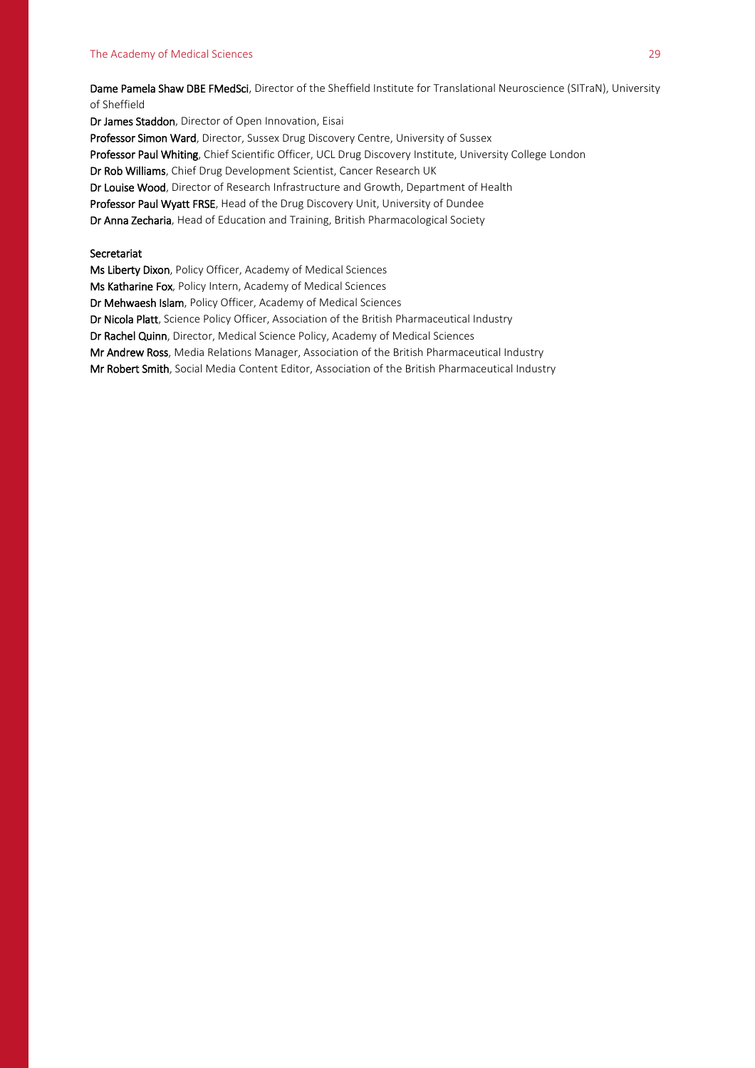**Dame Pamela Shaw DBE FMedSci**, Director of the Sheffield Institute for Translational Neuroscience (SITraN), University of Sheffield

**Dr James Staddon**, Director of Open Innovation, Eisai

**Professor Simon Ward**, Director, Sussex Drug Discovery Centre, University of Sussex

**Professor Paul Whiting**, Chief Scientific Officer, UCL Drug Discovery Institute, University College London

**Dr Rob Williams**, Chief Drug Development Scientist, Cancer Research UK

**Dr Louise Wood**, Director of Research Infrastructure and Growth, Department of Health

**Professor Paul Wyatt FRSE**, Head of the Drug Discovery Unit, University of Dundee

**Dr Anna Zecharia**, Head of Education and Training, British Pharmacological Society

### Secretariat

**Ms Liberty Dixon**, Policy Officer, Academy of Medical Sciences

**Ms Katharine Fox**, Policy Intern, Academy of Medical Sciences

**Dr Mehwaesh Islam**, Policy Officer, Academy of Medical Sciences

**Dr Nicola Platt**, Science Policy Officer, Association of the British Pharmaceutical Industry

**Dr Rachel Quinn**, Director, Medical Science Policy, Academy of Medical Sciences

**Mr Andrew Ross**, Media Relations Manager, Association of the British Pharmaceutical Industry

**Mr Robert Smith**, Social Media Content Editor, Association of the British Pharmaceutical Industry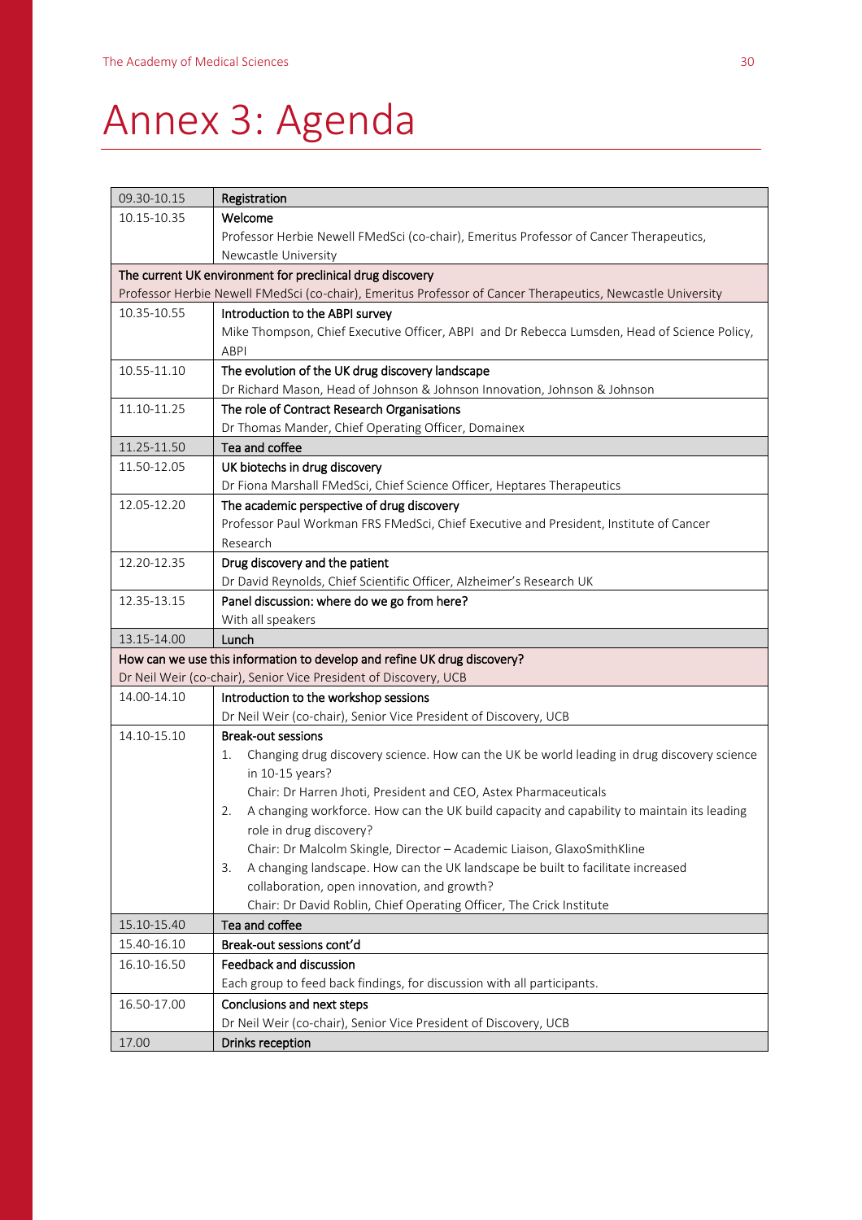# Annex 3: Agenda

| | |
|---|---|
| 09.30-10.15 | **Registration** |
| 10.15-10.35 | **Welcome**<br>Professor Herbie Newell FMedSci (co-chair), Emeritus Professor of Cancer Therapeutics, Newcastle University |
| **The current UK environment for preclinical drug discovery**<br>Professor Herbie Newell FMedSci (co-chair), Emeritus Professor of Cancer Therapeutics, Newcastle University | |
| 10.35-10.55 | **Introduction to the ABPI survey**<br>Mike Thompson, Chief Executive Officer, ABPI and Dr Rebecca Lumsden, Head of Science Policy, ABPI |
| 10.55-11.10 | **The evolution of the UK drug discovery landscape**<br>Dr Richard Mason, Head of Johnson & Johnson Innovation, Johnson & Johnson |
| 11.10-11.25 | **The role of Contract Research Organisations**<br>Dr Thomas Mander, Chief Operating Officer, Domainex |
| 11.25-11.50 | **Tea and coffee** |
| 11.50-12.05 | **UK biotechs in drug discovery**<br>Dr Fiona Marshall FMedSci, Chief Science Officer, Heptares Therapeutics |
| 12.05-12.20 | **The academic perspective of drug discovery**<br>Professor Paul Workman FRS FMedSci, Chief Executive and President, Institute of Cancer Research |
| 12.20-12.35 | **Drug discovery and the patient**<br>Dr David Reynolds, Chief Scientific Officer, Alzheimer's Research UK |
| 12.35-13.15 | **Panel discussion: where do we go from here?**<br>With all speakers |
| 13.15-14.00 | **Lunch** |
| **How can we use this information to develop and refine UK drug discovery?**<br>Dr Neil Weir (co-chair), Senior Vice President of Discovery, UCB | |
| 14.00-14.10 | **Introduction to the workshop sessions**<br>Dr Neil Weir (co-chair), Senior Vice President of Discovery, UCB |
| 14.10-15.10 | **Break-out sessions**<br>1. Changing drug discovery science. How can the UK be world leading in drug discovery science in 10-15 years?<br>Chair: Dr Harren Jhoti, President and CEO, Astex Pharmaceuticals<br>2. A changing workforce. How can the UK build capacity and capability to maintain its leading role in drug discovery?<br>Chair: Dr Malcolm Skingle, Director – Academic Liaison, GlaxoSmithKline<br>3. A changing landscape. How can the UK landscape be built to facilitate increased collaboration, open innovation, and growth?<br>Chair: Dr David Roblin, Chief Operating Officer, The Crick Institute |
| 15.10-15.40 | **Tea and coffee** |
| 15.40-16.10 | **Break-out sessions cont'd** |
| 16.10-16.50 | **Feedback and discussion**<br>Each group to feed back findings, for discussion with all participants. |
| 16.50-17.00 | **Conclusions and next steps**<br>Dr Neil Weir (co-chair), Senior Vice President of Discovery, UCB |
| 17.00 | **Drinks reception** |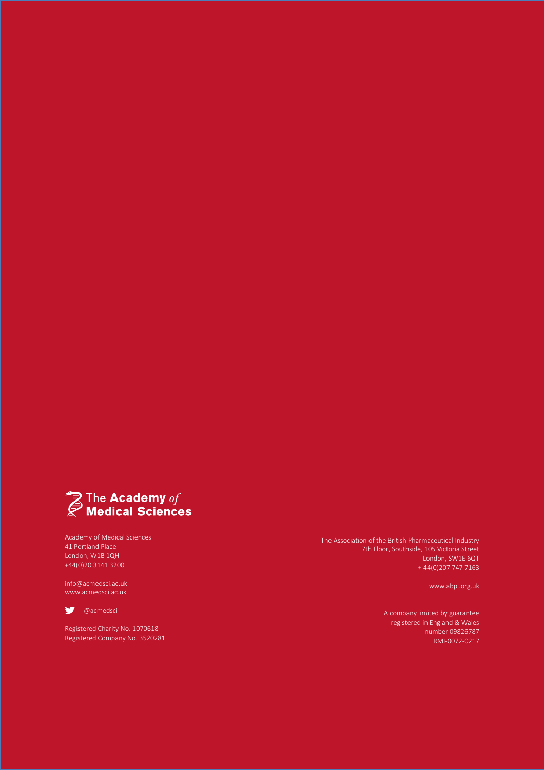The **Academy** *of* **Medical Sciences**

Academy of Medical Sciences
41 Portland Place
London, W1B 1QH
+44(0)20 3141 3200

info@acmedsci.ac.uk
www.acmedsci.ac.uk

@acmedsci

Registered Charity No. 1070618
Registered Company No. 3520281

The Association of the British Pharmaceutical Industry
7th Floor, Southside, 105 Victoria Street
London, SW1E 6QT
+ 44(0)207 747 7163

www.abpi.org.uk

A company limited by guarantee
registered in England & Wales
number 09826787
RMI-0072-0217